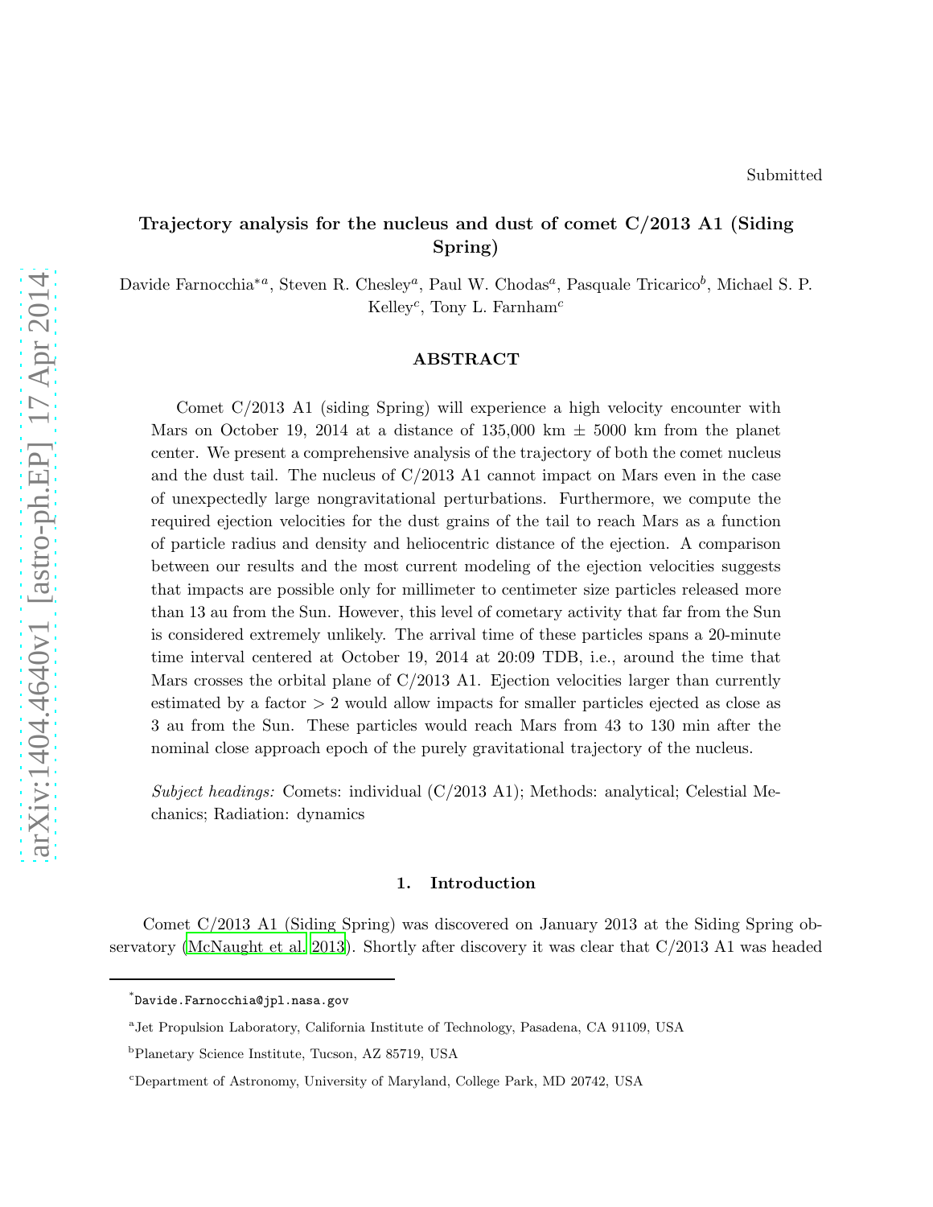Submitted

# Trajectory analysis for the nucleus and dust of comet C/2013 A1 (Siding Spring)

Davide Farnocchia*[a], Steven R. Chesley[a], Paul W. Chodas[a], Pasquale Tricarico[b], Michael S. P. Kelley[c], Tony L. Farnham[c]

## ABSTRACT

Comet C/2013 A1 (siding Spring) will experience a high velocity encounter with Mars on October 19, 2014 at a distance of 135,000 km ± 5000 km from the planet center. We present a comprehensive analysis of the trajectory of both the comet nucleus and the dust tail. The nucleus of C/2013 A1 cannot impact on Mars even in the case of unexpectedly large nongravitational perturbations. Furthermore, we compute the required ejection velocities for the dust grains of the tail to reach Mars as a function of particle radius and density and heliocentric distance of the ejection. A comparison between our results and the most current modeling of the ejection velocities suggests that impacts are possible only for millimeter to centimeter size particles released more than 13 au from the Sun. However, this level of cometary activity that far from the Sun is considered extremely unlikely. The arrival time of these particles spans a 20-minute time interval centered at October 19, 2014 at 20:09 TDB, i.e., around the time that Mars crosses the orbital plane of C/2013 A1. Ejection velocities larger than currently estimated by a factor > 2 would allow impacts for smaller particles ejected as close as 3 au from the Sun. These particles would reach Mars from 43 to 130 min after the nominal close approach epoch of the purely gravitational trajectory of the nucleus.

*Subject headings:* Comets: individual (C/2013 A1); Methods: analytical; Celestial Mechanics; Radiation: dynamics

## 1. Introduction

Comet C/2013 A1 (Siding Spring) was discovered on January 2013 at the Siding Spring observatory (McNaught et al. 2013). Shortly after discovery it was clear that C/2013 A1 was headed

---

*Davide.Farnocchia@jpl.nasa.gov

[a]Jet Propulsion Laboratory, California Institute of Technology, Pasadena, CA 91109, USA

[b]Planetary Science Institute, Tucson, AZ 85719, USA

[c]Department of Astronomy, University of Maryland, College Park, MD 20742, USA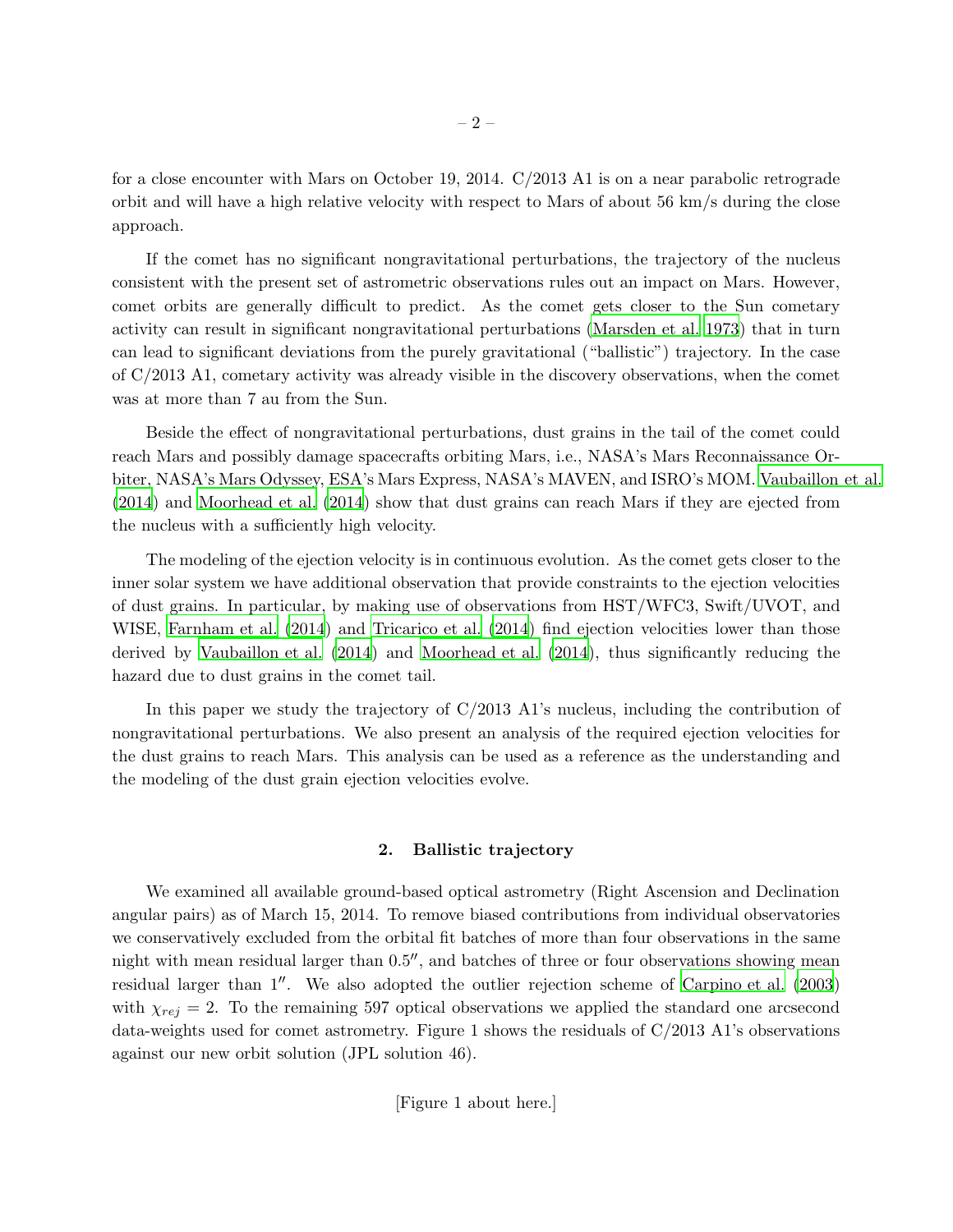for a close encounter with Mars on October 19, 2014. C/2013 A1 is on a near parabolic retrograde orbit and will have a high relative velocity with respect to Mars of about 56 km/s during the close approach.

If the comet has no significant nongravitational perturbations, the trajectory of the nucleus consistent with the present set of astrometric observations rules out an impact on Mars. However, comet orbits are generally difficult to predict. As the comet gets closer to the Sun cometary activity can result in significant nongravitational perturbations (Marsden et al. 1973) that in turn can lead to significant deviations from the purely gravitational ("ballistic") trajectory. In the case of C/2013 A1, cometary activity was already visible in the discovery observations, when the comet was at more than 7 au from the Sun.

Beside the effect of nongravitational perturbations, dust grains in the tail of the comet could reach Mars and possibly damage spacecrafts orbiting Mars, i.e., NASA's Mars Reconnaissance Orbiter, NASA's Mars Odyssey, ESA's Mars Express, NASA's MAVEN, and ISRO's MOM. Vaubaillon et al. (2014) and Moorhead et al. (2014) show that dust grains can reach Mars if they are ejected from the nucleus with a sufficiently high velocity.

The modeling of the ejection velocity is in continuous evolution. As the comet gets closer to the inner solar system we have additional observation that provide constraints to the ejection velocities of dust grains. In particular, by making use of observations from HST/WFC3, Swift/UVOT, and WISE, Farnham et al. (2014) and Tricarico et al. (2014) find ejection velocities lower than those derived by Vaubaillon et al. (2014) and Moorhead et al. (2014), thus significantly reducing the hazard due to dust grains in the comet tail.

In this paper we study the trajectory of C/2013 A1's nucleus, including the contribution of nongravitational perturbations. We also present an analysis of the required ejection velocities for the dust grains to reach Mars. This analysis can be used as a reference as the understanding and the modeling of the dust grain ejection velocities evolve.

## 2. Ballistic trajectory

We examined all available ground-based optical astrometry (Right Ascension and Declination angular pairs) as of March 15, 2014. To remove biased contributions from individual observatories we conservatively excluded from the orbital fit batches of more than four observations in the same night with mean residual larger than $0.5''$, and batches of three or four observations showing mean residual larger than $1''$. We also adopted the outlier rejection scheme of Carpino et al. (2003) with $\chi_{rej} = 2$. To the remaining 597 optical observations we applied the standard one arcsecond data-weights used for comet astrometry. Figure 1 shows the residuals of C/2013 A1's observations against our new orbit solution (JPL solution 46).

[Figure 1 about here.]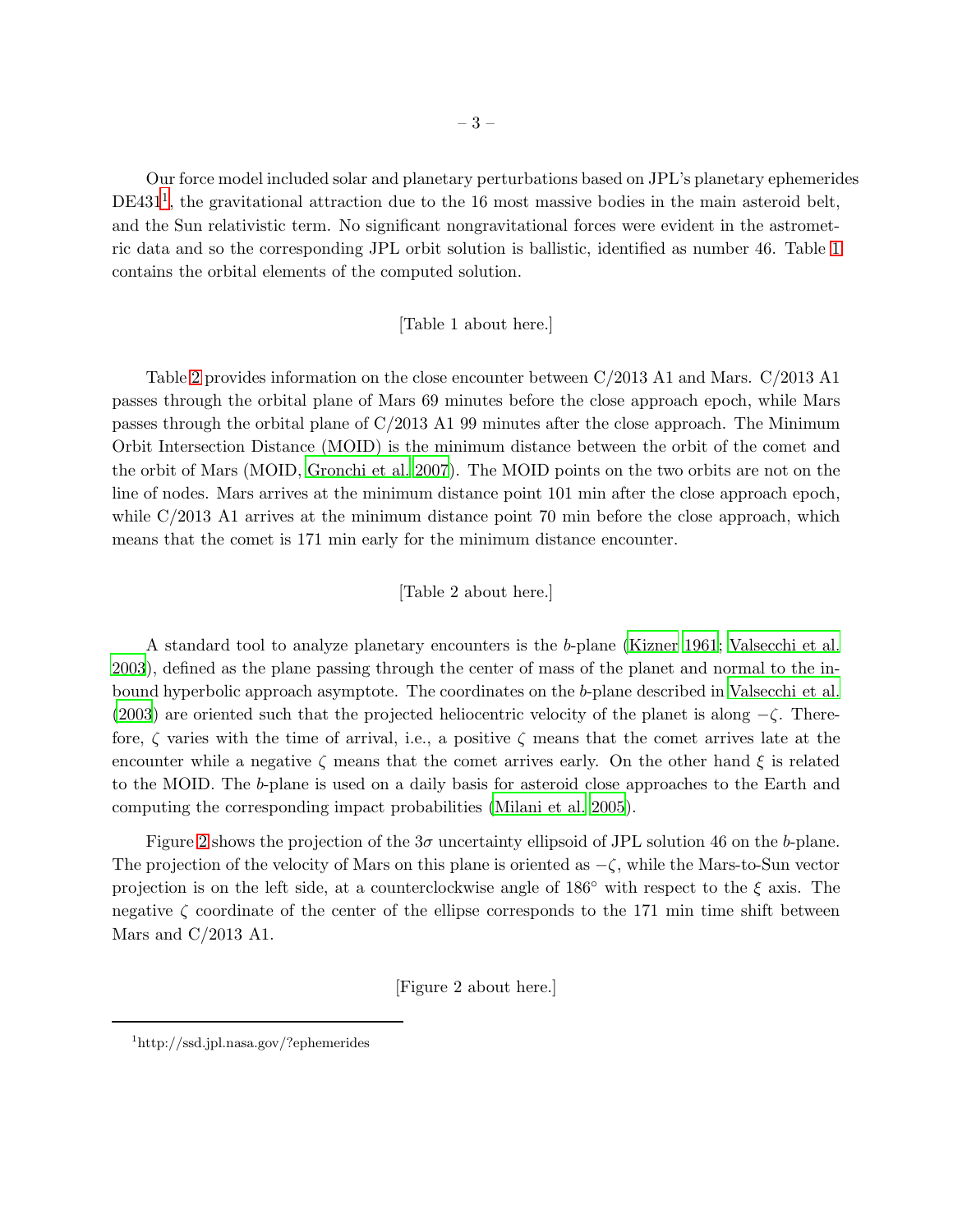Our force model included solar and planetary perturbations based on JPL's planetary ephemerides DE431[1], the gravitational attraction due to the 16 most massive bodies in the main asteroid belt, and the Sun relativistic term. No significant nongravitational forces were evident in the astrometric data and so the corresponding JPL orbit solution is ballistic, identified as number 46. Table 1 contains the orbital elements of the computed solution.

[Table 1 about here.]

Table 2 provides information on the close encounter between C/2013 A1 and Mars. C/2013 A1 passes through the orbital plane of Mars 69 minutes before the close approach epoch, while Mars passes through the orbital plane of C/2013 A1 99 minutes after the close approach. The Minimum Orbit Intersection Distance (MOID) is the minimum distance between the orbit of the comet and the orbit of Mars (MOID, Gronchi et al. 2007). The MOID points on the two orbits are not on the line of nodes. Mars arrives at the minimum distance point 101 min after the close approach epoch, while C/2013 A1 arrives at the minimum distance point 70 min before the close approach, which means that the comet is 171 min early for the minimum distance encounter.

[Table 2 about here.]

A standard tool to analyze planetary encounters is the $b$-plane (Kizner 1961; Valsecchi et al. 2003), defined as the plane passing through the center of mass of the planet and normal to the inbound hyperbolic approach asymptote. The coordinates on the $b$-plane described in Valsecchi et al. (2003) are oriented such that the projected heliocentric velocity of the planet is along $-\zeta$. Therefore, $\zeta$ varies with the time of arrival, i.e., a positive $\zeta$ means that the comet arrives late at the encounter while a negative $\zeta$ means that the comet arrives early. On the other hand $\xi$ is related to the MOID. The $b$-plane is used on a daily basis for asteroid close approaches to the Earth and computing the corresponding impact probabilities (Milani et al. 2005).

Figure 2 shows the projection of the $3\sigma$ uncertainty ellipsoid of JPL solution 46 on the $b$-plane. The projection of the velocity of Mars on this plane is oriented as $-\zeta$, while the Mars-to-Sun vector projection is on the left side, at a counterclockwise angle of 186° with respect to the $\xi$ axis. The negative $\zeta$ coordinate of the center of the ellipse corresponds to the 171 min time shift between Mars and C/2013 A1.

[Figure 2 about here.]

[1] http://ssd.jpl.nasa.gov/?ephemerides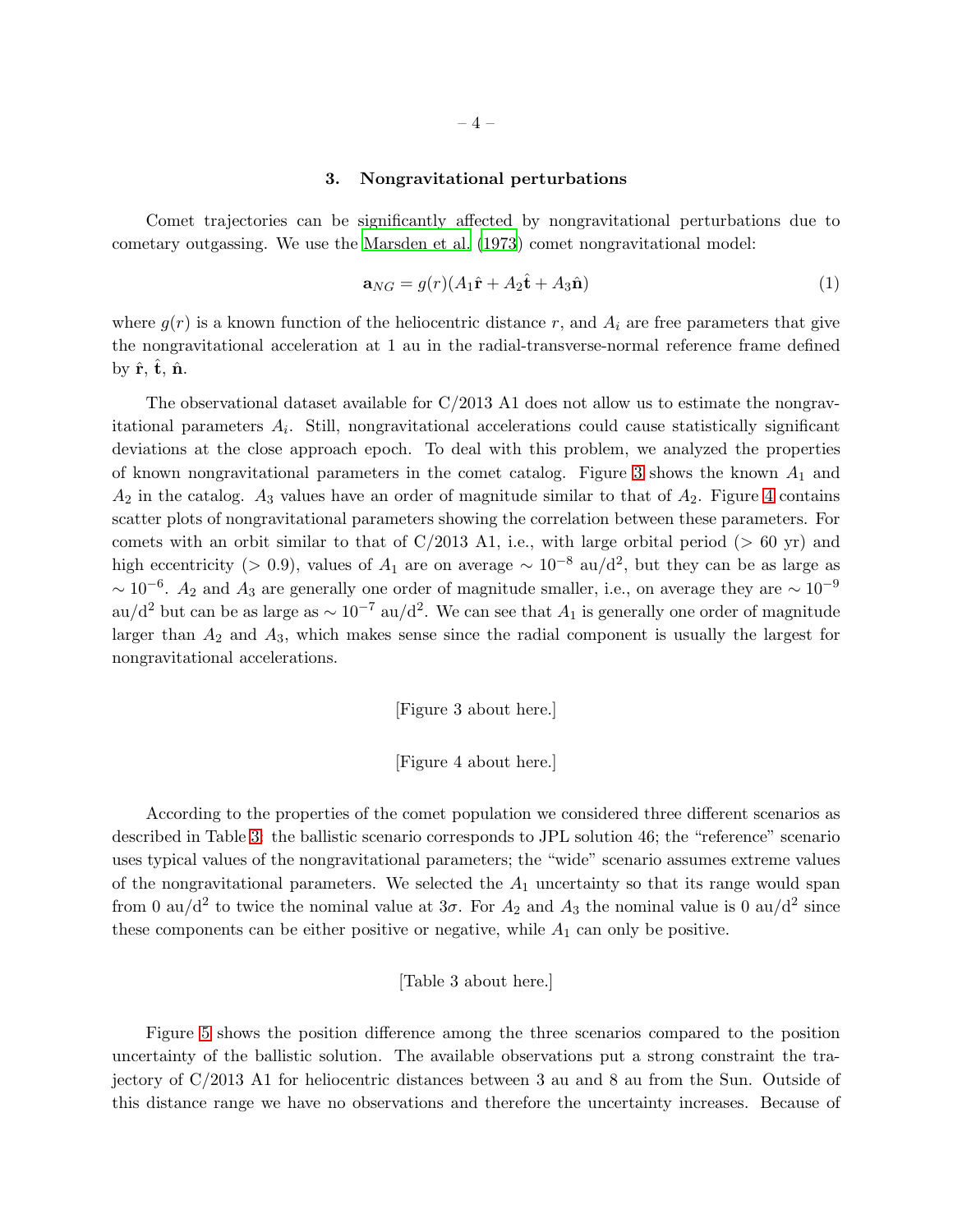## 3. Nongravitational perturbations

Comet trajectories can be significantly affected by nongravitational perturbations due to cometary outgassing. We use the Marsden et al. (1973) comet nongravitational model:

$$\mathbf{a}_{NG} = g(r)(A_1\hat{\mathbf{r}} + A_2\hat{\mathbf{t}} + A_3\hat{\mathbf{n}}) \tag{1}$$

where $g(r)$ is a known function of the heliocentric distance $r$, and $A_i$ are free parameters that give the nongravitational acceleration at 1 au in the radial-transverse-normal reference frame defined by $\hat{\mathbf{r}}$, $\hat{\mathbf{t}}$, $\hat{\mathbf{n}}$.

The observational dataset available for C/2013 A1 does not allow us to estimate the nongravitational parameters $A_i$. Still, nongravitational accelerations could cause statistically significant deviations at the close approach epoch. To deal with this problem, we analyzed the properties of known nongravitational parameters in the comet catalog. Figure 3 shows the known $A_1$ and $A_2$ in the catalog. $A_3$ values have an order of magnitude similar to that of $A_2$. Figure 4 contains scatter plots of nongravitational parameters showing the correlation between these parameters. For comets with an orbit similar to that of C/2013 A1, i.e., with large orbital period ($> 60$ yr) and high eccentricity ($> 0.9$), values of $A_1$ are on average $\sim 10^{-8}$ au/d$^2$, but they can be as large as $\sim 10^{-6}$. $A_2$ and $A_3$ are generally one order of magnitude smaller, i.e., on average they are $\sim 10^{-9}$ au/d$^2$ but can be as large as $\sim 10^{-7}$ au/d$^2$. We can see that $A_1$ is generally one order of magnitude larger than $A_2$ and $A_3$, which makes sense since the radial component is usually the largest for nongravitational accelerations.

[Figure 3 about here.]

[Figure 4 about here.]

According to the properties of the comet population we considered three different scenarios as described in Table 3: the ballistic scenario corresponds to JPL solution 46; the "reference" scenario uses typical values of the nongravitational parameters; the "wide" scenario assumes extreme values of the nongravitational parameters. We selected the $A_1$ uncertainty so that its range would span from 0 au/d$^2$ to twice the nominal value at $3\sigma$. For $A_2$ and $A_3$ the nominal value is 0 au/d$^2$ since these components can be either positive or negative, while $A_1$ can only be positive.

[Table 3 about here.]

Figure 5 shows the position difference among the three scenarios compared to the position uncertainty of the ballistic solution. The available observations put a strong constraint the trajectory of C/2013 A1 for heliocentric distances between 3 au and 8 au from the Sun. Outside of this distance range we have no observations and therefore the uncertainty increases. Because of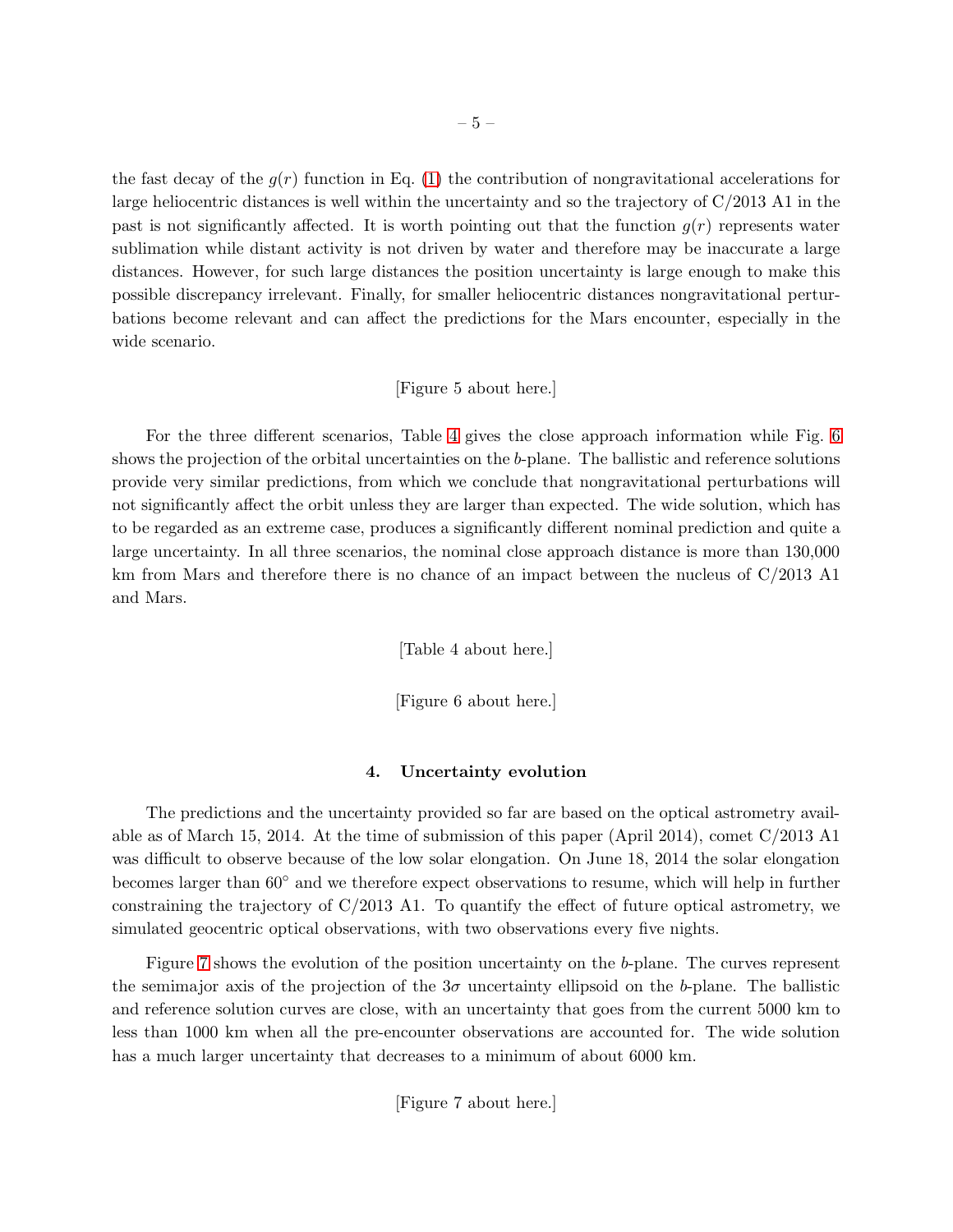the fast decay of the $g(r)$ function in Eq. (1) the contribution of nongravitational accelerations for large heliocentric distances is well within the uncertainty and so the trajectory of C/2013 A1 in the past is not significantly affected. It is worth pointing out that the function $g(r)$ represents water sublimation while distant activity is not driven by water and therefore may be inaccurate a large distances. However, for such large distances the position uncertainty is large enough to make this possible discrepancy irrelevant. Finally, for smaller heliocentric distances nongravitational perturbations become relevant and can affect the predictions for the Mars encounter, especially in the wide scenario.

[Figure 5 about here.]

For the three different scenarios, Table 4 gives the close approach information while Fig. 6 shows the projection of the orbital uncertainties on the $b$-plane. The ballistic and reference solutions provide very similar predictions, from which we conclude that nongravitational perturbations will not significantly affect the orbit unless they are larger than expected. The wide solution, which has to be regarded as an extreme case, produces a significantly different nominal prediction and quite a large uncertainty. In all three scenarios, the nominal close approach distance is more than 130,000 km from Mars and therefore there is no chance of an impact between the nucleus of C/2013 A1 and Mars.

[Table 4 about here.]

[Figure 6 about here.]

## 4. Uncertainty evolution

The predictions and the uncertainty provided so far are based on the optical astrometry available as of March 15, 2014. At the time of submission of this paper (April 2014), comet C/2013 A1 was difficult to observe because of the low solar elongation. On June 18, 2014 the solar elongation becomes larger than $60^{\circ}$ and we therefore expect observations to resume, which will help in further constraining the trajectory of C/2013 A1. To quantify the effect of future optical astrometry, we simulated geocentric optical observations, with two observations every five nights.

Figure 7 shows the evolution of the position uncertainty on the $b$-plane. The curves represent the semimajor axis of the projection of the $3\sigma$ uncertainty ellipsoid on the $b$-plane. The ballistic and reference solution curves are close, with an uncertainty that goes from the current 5000 km to less than 1000 km when all the pre-encounter observations are accounted for. The wide solution has a much larger uncertainty that decreases to a minimum of about 6000 km.

[Figure 7 about here.]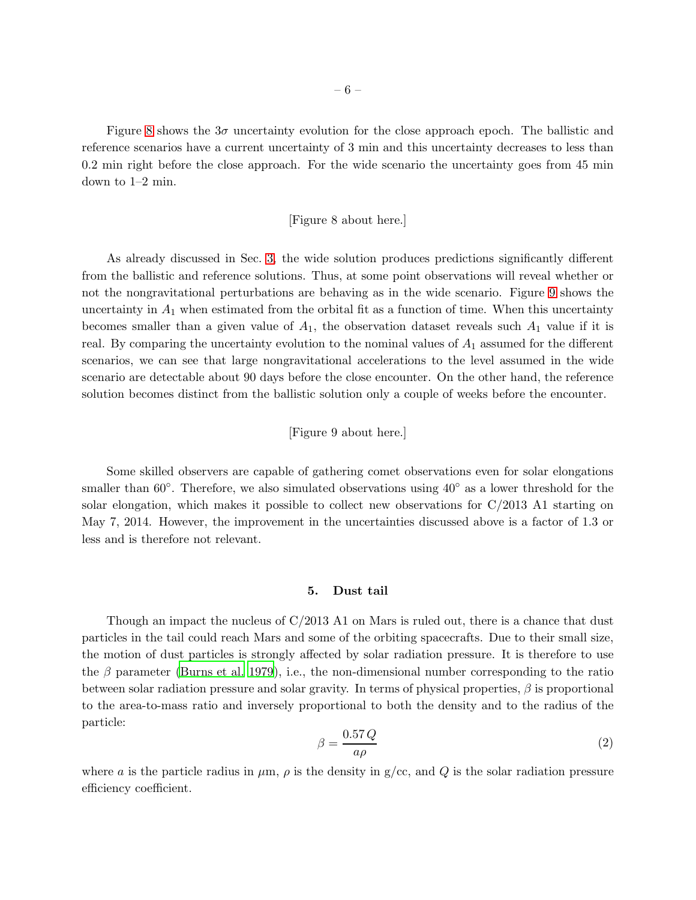Figure 8 shows the $3\sigma$ uncertainty evolution for the close approach epoch. The ballistic and reference scenarios have a current uncertainty of 3 min and this uncertainty decreases to less than 0.2 min right before the close approach. For the wide scenario the uncertainty goes from 45 min down to 1–2 min.

[Figure 8 about here.]

As already discussed in Sec. 3, the wide solution produces predictions significantly different from the ballistic and reference solutions. Thus, at some point observations will reveal whether or not the nongravitational perturbations are behaving as in the wide scenario. Figure 9 shows the uncertainty in $A_1$ when estimated from the orbital fit as a function of time. When this uncertainty becomes smaller than a given value of $A_1$, the observation dataset reveals such $A_1$ value if it is real. By comparing the uncertainty evolution to the nominal values of $A_1$ assumed for the different scenarios, we can see that large nongravitational accelerations to the level assumed in the wide scenario are detectable about 90 days before the close encounter. On the other hand, the reference solution becomes distinct from the ballistic solution only a couple of weeks before the encounter.

[Figure 9 about here.]

Some skilled observers are capable of gathering comet observations even for solar elongations smaller than 60°. Therefore, we also simulated observations using 40° as a lower threshold for the solar elongation, which makes it possible to collect new observations for C/2013 A1 starting on May 7, 2014. However, the improvement in the uncertainties discussed above is a factor of 1.3 or less and is therefore not relevant.

## 5. Dust tail

Though an impact the nucleus of C/2013 A1 on Mars is ruled out, there is a chance that dust particles in the tail could reach Mars and some of the orbiting spacecrafts. Due to their small size, the motion of dust particles is strongly affected by solar radiation pressure. It is therefore to use the $\beta$ parameter (Burns et al. 1979), i.e., the non-dimensional number corresponding to the ratio between solar radiation pressure and solar gravity. In terms of physical properties, $\beta$ is proportional to the area-to-mass ratio and inversely proportional to both the density and to the radius of the particle:

$$\beta = \frac{0.57\,Q}{a\rho} \tag{2}$$

where $a$ is the particle radius in $\mu$m, $\rho$ is the density in g/cc, and $Q$ is the solar radiation pressure efficiency coefficient.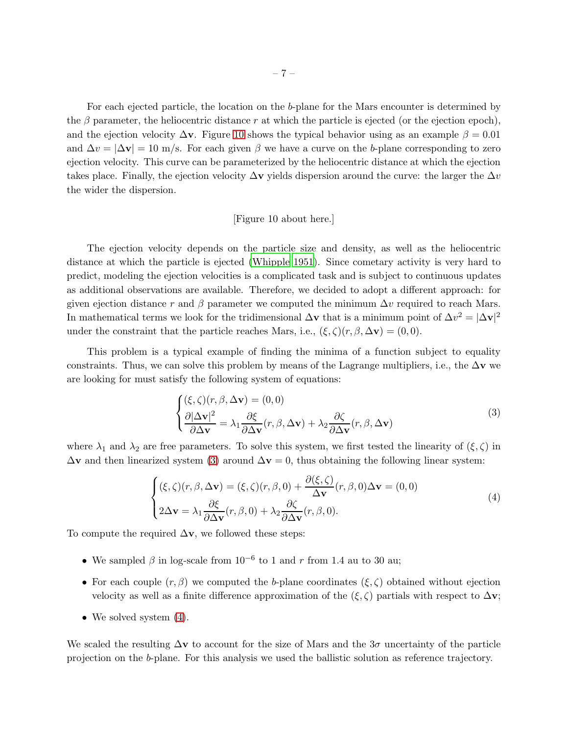For each ejected particle, the location on the $b$-plane for the Mars encounter is determined by the $\beta$ parameter, the heliocentric distance $r$ at which the particle is ejected (or the ejection epoch), and the ejection velocity $\Delta\mathbf{v}$. Figure 10 shows the typical behavior using as an example $\beta = 0.01$ and $\Delta v = |\Delta\mathbf{v}| = 10$ m/s. For each given $\beta$ we have a curve on the $b$-plane corresponding to zero ejection velocity. This curve can be parameterized by the heliocentric distance at which the ejection takes place. Finally, the ejection velocity $\Delta\mathbf{v}$ yields dispersion around the curve: the larger the $\Delta v$ the wider the dispersion.

[Figure 10 about here.]

The ejection velocity depends on the particle size and density, as well as the heliocentric distance at which the particle is ejected (Whipple 1951). Since cometary activity is very hard to predict, modeling the ejection velocities is a complicated task and is subject to continuous updates as additional observations are available. Therefore, we decided to adopt a different approach: for given ejection distance $r$ and $\beta$ parameter we computed the minimum $\Delta v$ required to reach Mars. In mathematical terms we look for the tridimensional $\Delta\mathbf{v}$ that is a minimum point of $\Delta v^2 = |\Delta\mathbf{v}|^2$ under the constraint that the particle reaches Mars, i.e., $(\xi, \zeta)(r, \beta, \Delta\mathbf{v}) = (0, 0)$.

This problem is a typical example of finding the minima of a function subject to equality constraints. Thus, we can solve this problem by means of the Lagrange multipliers, i.e., the $\Delta\mathbf{v}$ we are looking for must satisfy the following system of equations:

$$
\begin{cases}
(\xi, \zeta)(r, \beta, \Delta\mathbf{v}) = (0, 0) \\
\dfrac{\partial |\Delta\mathbf{v}|^2}{\partial \Delta\mathbf{v}} = \lambda_1 \dfrac{\partial \xi}{\partial \Delta\mathbf{v}}(r, \beta, \Delta\mathbf{v}) + \lambda_2 \dfrac{\partial \zeta}{\partial \Delta\mathbf{v}}(r, \beta, \Delta\mathbf{v})
\end{cases}
\tag{3}
$$

where $\lambda_1$ and $\lambda_2$ are free parameters. To solve this system, we first tested the linearity of $(\xi, \zeta)$ in $\Delta\mathbf{v}$ and then linearized system (3) around $\Delta\mathbf{v} = 0$, thus obtaining the following linear system:

$$
\begin{cases}
(\xi, \zeta)(r, \beta, \Delta\mathbf{v}) = (\xi, \zeta)(r, \beta, 0) + \dfrac{\partial(\xi, \zeta)}{\Delta\mathbf{v}}(r, \beta, 0)\Delta\mathbf{v} = (0, 0) \\
2\Delta\mathbf{v} = \lambda_1 \dfrac{\partial \xi}{\partial \Delta\mathbf{v}}(r, \beta, 0) + \lambda_2 \dfrac{\partial \zeta}{\partial \Delta\mathbf{v}}(r, \beta, 0).
\end{cases}
\tag{4}
$$

To compute the required $\Delta\mathbf{v}$, we followed these steps:

- We sampled $\beta$ in log-scale from $10^{-6}$ to 1 and $r$ from 1.4 au to 30 au;
- For each couple $(r, \beta)$ we computed the $b$-plane coordinates $(\xi, \zeta)$ obtained without ejection velocity as well as a finite difference approximation of the $(\xi, \zeta)$ partials with respect to $\Delta\mathbf{v}$;
- We solved system (4).

We scaled the resulting $\Delta\mathbf{v}$ to account for the size of Mars and the $3\sigma$ uncertainty of the particle projection on the $b$-plane. For this analysis we used the ballistic solution as reference trajectory.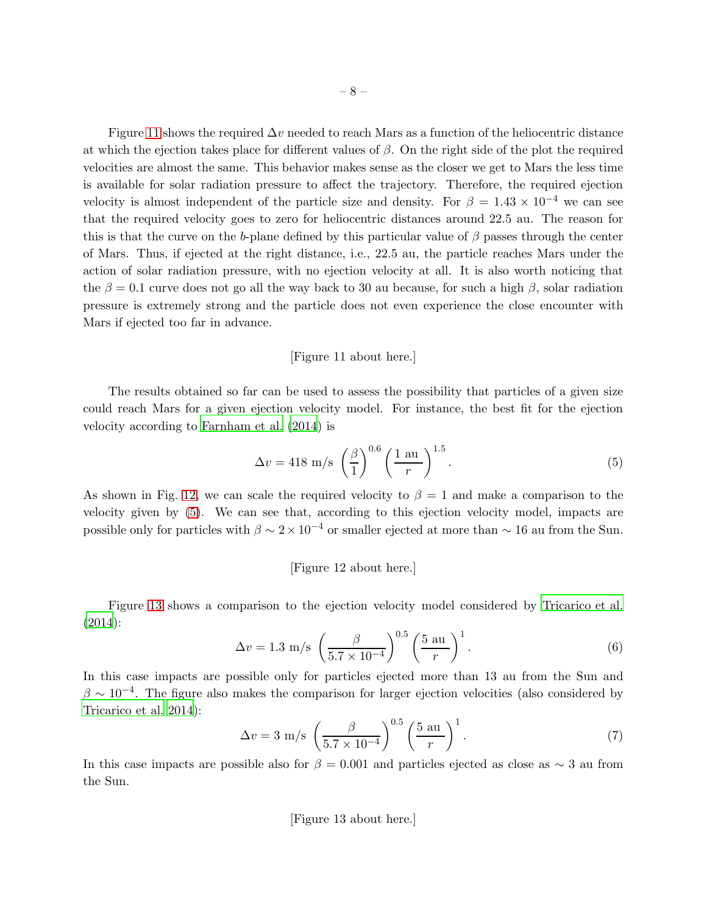Figure 11 shows the required $\Delta v$ needed to reach Mars as a function of the heliocentric distance at which the ejection takes place for different values of $\beta$. On the right side of the plot the required velocities are almost the same. This behavior makes sense as the closer we get to Mars the less time is available for solar radiation pressure to affect the trajectory. Therefore, the required ejection velocity is almost independent of the particle size and density. For $\beta = 1.43 \times 10^{-4}$ we can see that the required velocity goes to zero for heliocentric distances around 22.5 au. The reason for this is that the curve on the $b$-plane defined by this particular value of $\beta$ passes through the center of Mars. Thus, if ejected at the right distance, i.e., 22.5 au, the particle reaches Mars under the action of solar radiation pressure, with no ejection velocity at all. It is also worth noticing that the $\beta = 0.1$ curve does not go all the way back to 30 au because, for such a high $\beta$, solar radiation pressure is extremely strong and the particle does not even experience the close encounter with Mars if ejected too far in advance.

[Figure 11 about here.]

The results obtained so far can be used to assess the possibility that particles of a given size could reach Mars for a given ejection velocity model. For instance, the best fit for the ejection velocity according to Farnham et al. (2014) is

$$\Delta v = 418 \text{ m/s } \left(\frac{\beta}{1}\right)^{0.6} \left(\frac{1 \text{ au}}{r}\right)^{1.5}. \tag{5}$$

As shown in Fig. 12, we can scale the required velocity to $\beta = 1$ and make a comparison to the velocity given by (5). We can see that, according to this ejection velocity model, impacts are possible only for particles with $\beta \sim 2 \times 10^{-4}$ or smaller ejected at more than $\sim 16$ au from the Sun.

[Figure 12 about here.]

Figure 13 shows a comparison to the ejection velocity model considered by Tricarico et al. (2014):

$$\Delta v = 1.3 \text{ m/s } \left(\frac{\beta}{5.7 \times 10^{-4}}\right)^{0.5} \left(\frac{5 \text{ au}}{r}\right)^{1}. \tag{6}$$

In this case impacts are possible only for particles ejected more than 13 au from the Sun and $\beta \sim 10^{-4}$. The figure also makes the comparison for larger ejection velocities (also considered by Tricarico et al. 2014):

$$\Delta v = 3 \text{ m/s } \left(\frac{\beta}{5.7 \times 10^{-4}}\right)^{0.5} \left(\frac{5 \text{ au}}{r}\right)^{1}. \tag{7}$$

In this case impacts are possible also for $\beta = 0.001$ and particles ejected as close as $\sim 3$ au from the Sun.

[Figure 13 about here.]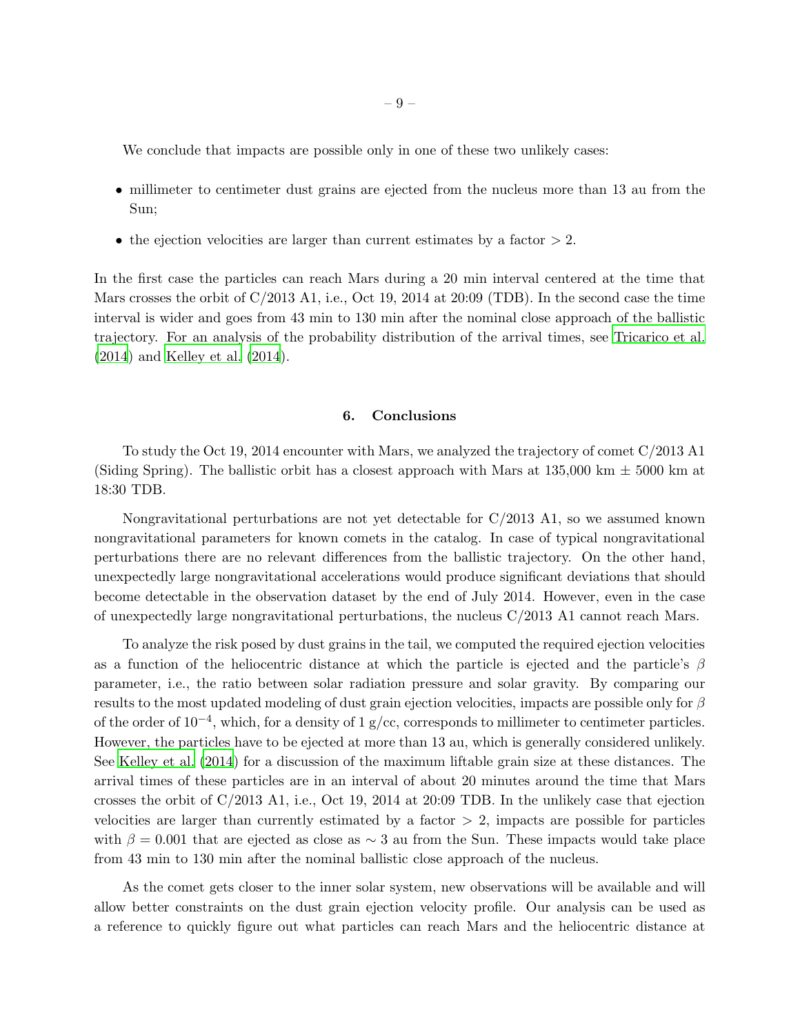We conclude that impacts are possible only in one of these two unlikely cases:

- millimeter to centimeter dust grains are ejected from the nucleus more than 13 au from the Sun;
- the ejection velocities are larger than current estimates by a factor $> 2$.

In the first case the particles can reach Mars during a 20 min interval centered at the time that Mars crosses the orbit of C/2013 A1, i.e., Oct 19, 2014 at 20:09 (TDB). In the second case the time interval is wider and goes from 43 min to 130 min after the nominal close approach of the ballistic trajectory. For an analysis of the probability distribution of the arrival times, see Tricarico et al. (2014) and Kelley et al. (2014).

## 6. Conclusions

To study the Oct 19, 2014 encounter with Mars, we analyzed the trajectory of comet C/2013 A1 (Siding Spring). The ballistic orbit has a closest approach with Mars at 135,000 km $\pm$ 5000 km at 18:30 TDB.

Nongravitational perturbations are not yet detectable for C/2013 A1, so we assumed known nongravitational parameters for known comets in the catalog. In case of typical nongravitational perturbations there are no relevant differences from the ballistic trajectory. On the other hand, unexpectedly large nongravitational accelerations would produce significant deviations that should become detectable in the observation dataset by the end of July 2014. However, even in the case of unexpectedly large nongravitational perturbations, the nucleus C/2013 A1 cannot reach Mars.

To analyze the risk posed by dust grains in the tail, we computed the required ejection velocities as a function of the heliocentric distance at which the particle is ejected and the particle's $\beta$ parameter, i.e., the ratio between solar radiation pressure and solar gravity. By comparing our results to the most updated modeling of dust grain ejection velocities, impacts are possible only for $\beta$ of the order of $10^{-4}$, which, for a density of 1 g/cc, corresponds to millimeter to centimeter particles. However, the particles have to be ejected at more than 13 au, which is generally considered unlikely. See Kelley et al. (2014) for a discussion of the maximum liftable grain size at these distances. The arrival times of these particles are in an interval of about 20 minutes around the time that Mars crosses the orbit of C/2013 A1, i.e., Oct 19, 2014 at 20:09 TDB. In the unlikely case that ejection velocities are larger than currently estimated by a factor $> 2$, impacts are possible for particles with $\beta = 0.001$ that are ejected as close as $\sim 3$ au from the Sun. These impacts would take place from 43 min to 130 min after the nominal ballistic close approach of the nucleus.

As the comet gets closer to the inner solar system, new observations will be available and will allow better constraints on the dust grain ejection velocity profile. Our analysis can be used as a reference to quickly figure out what particles can reach Mars and the heliocentric distance at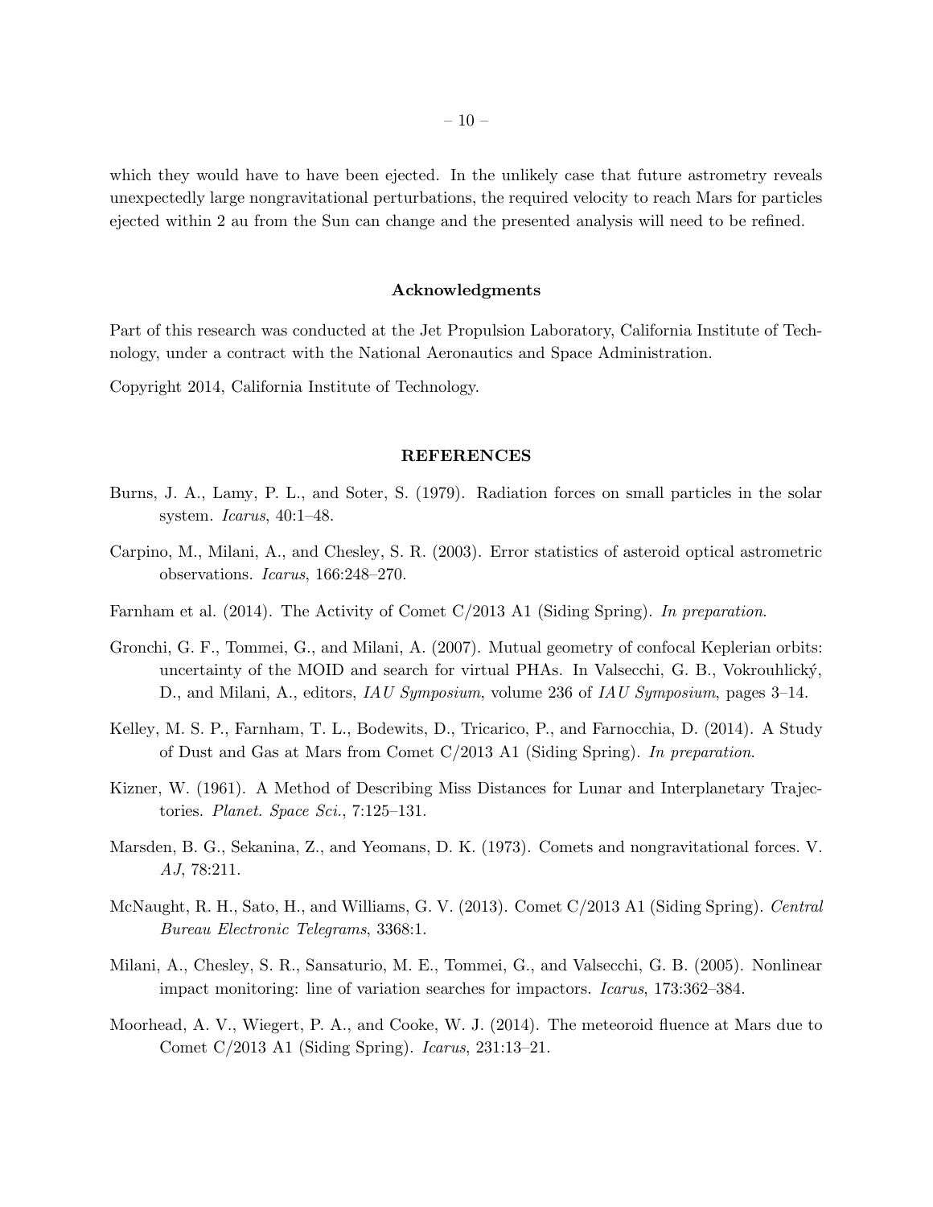which they would have to have been ejected. In the unlikely case that future astrometry reveals unexpectedly large nongravitational perturbations, the required velocity to reach Mars for particles ejected within 2 au from the Sun can change and the presented analysis will need to be refined.

## Acknowledgments

Part of this research was conducted at the Jet Propulsion Laboratory, California Institute of Technology, under a contract with the National Aeronautics and Space Administration.

Copyright 2014, California Institute of Technology.

## REFERENCES

Burns, J. A., Lamy, P. L., and Soter, S. (1979). Radiation forces on small particles in the solar system. *Icarus*, 40:1–48.

Carpino, M., Milani, A., and Chesley, S. R. (2003). Error statistics of asteroid optical astrometric observations. *Icarus*, 166:248–270.

Farnham et al. (2014). The Activity of Comet C/2013 A1 (Siding Spring). *In preparation*.

Gronchi, G. F., Tommei, G., and Milani, A. (2007). Mutual geometry of confocal Keplerian orbits: uncertainty of the MOID and search for virtual PHAs. In Valsecchi, G. B., Vokrouhlický, D., and Milani, A., editors, *IAU Symposium*, volume 236 of *IAU Symposium*, pages 3–14.

Kelley, M. S. P., Farnham, T. L., Bodewits, D., Tricarico, P., and Farnocchia, D. (2014). A Study of Dust and Gas at Mars from Comet C/2013 A1 (Siding Spring). *In preparation*.

Kizner, W. (1961). A Method of Describing Miss Distances for Lunar and Interplanetary Trajectories. *Planet. Space Sci.*, 7:125–131.

Marsden, B. G., Sekanina, Z., and Yeomans, D. K. (1973). Comets and nongravitational forces. V. *AJ*, 78:211.

McNaught, R. H., Sato, H., and Williams, G. V. (2013). Comet C/2013 A1 (Siding Spring). *Central Bureau Electronic Telegrams*, 3368:1.

Milani, A., Chesley, S. R., Sansaturio, M. E., Tommei, G., and Valsecchi, G. B. (2005). Nonlinear impact monitoring: line of variation searches for impactors. *Icarus*, 173:362–384.

Moorhead, A. V., Wiegert, P. A., and Cooke, W. J. (2014). The meteoroid fluence at Mars due to Comet C/2013 A1 (Siding Spring). *Icarus*, 231:13–21.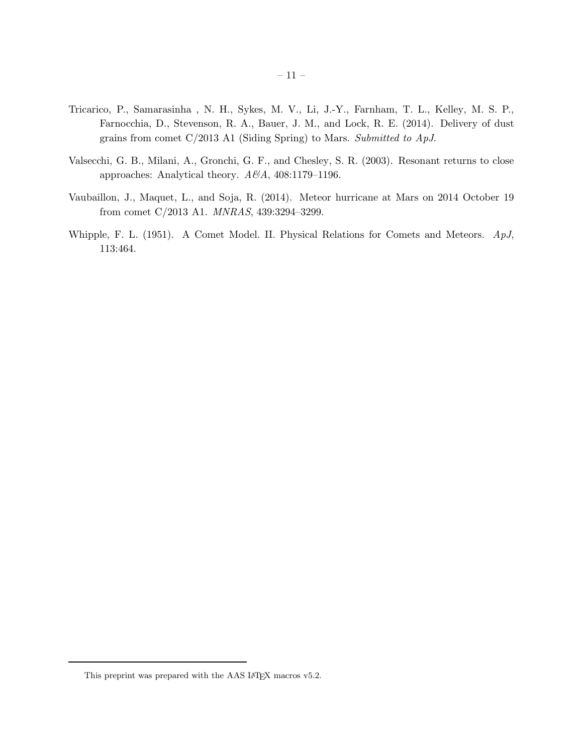Tricarico, P., Samarasinha , N. H., Sykes, M. V., Li, J.-Y., Farnham, T. L., Kelley, M. S. P., Farnocchia, D., Stevenson, R. A., Bauer, J. M., and Lock, R. E. (2014). Delivery of dust grains from comet C/2013 A1 (Siding Spring) to Mars. *Submitted to ApJ.*

Valsecchi, G. B., Milani, A., Gronchi, G. F., and Chesley, S. R. (2003). Resonant returns to close approaches: Analytical theory. *A&A*, 408:1179–1196.

Vaubaillon, J., Maquet, L., and Soja, R. (2014). Meteor hurricane at Mars on 2014 October 19 from comet C/2013 A1. *MNRAS*, 439:3294–3299.

Whipple, F. L. (1951). A Comet Model. II. Physical Relations for Comets and Meteors. *ApJ*, 113:464.

This preprint was prepared with the AAS LaTeX macros v5.2.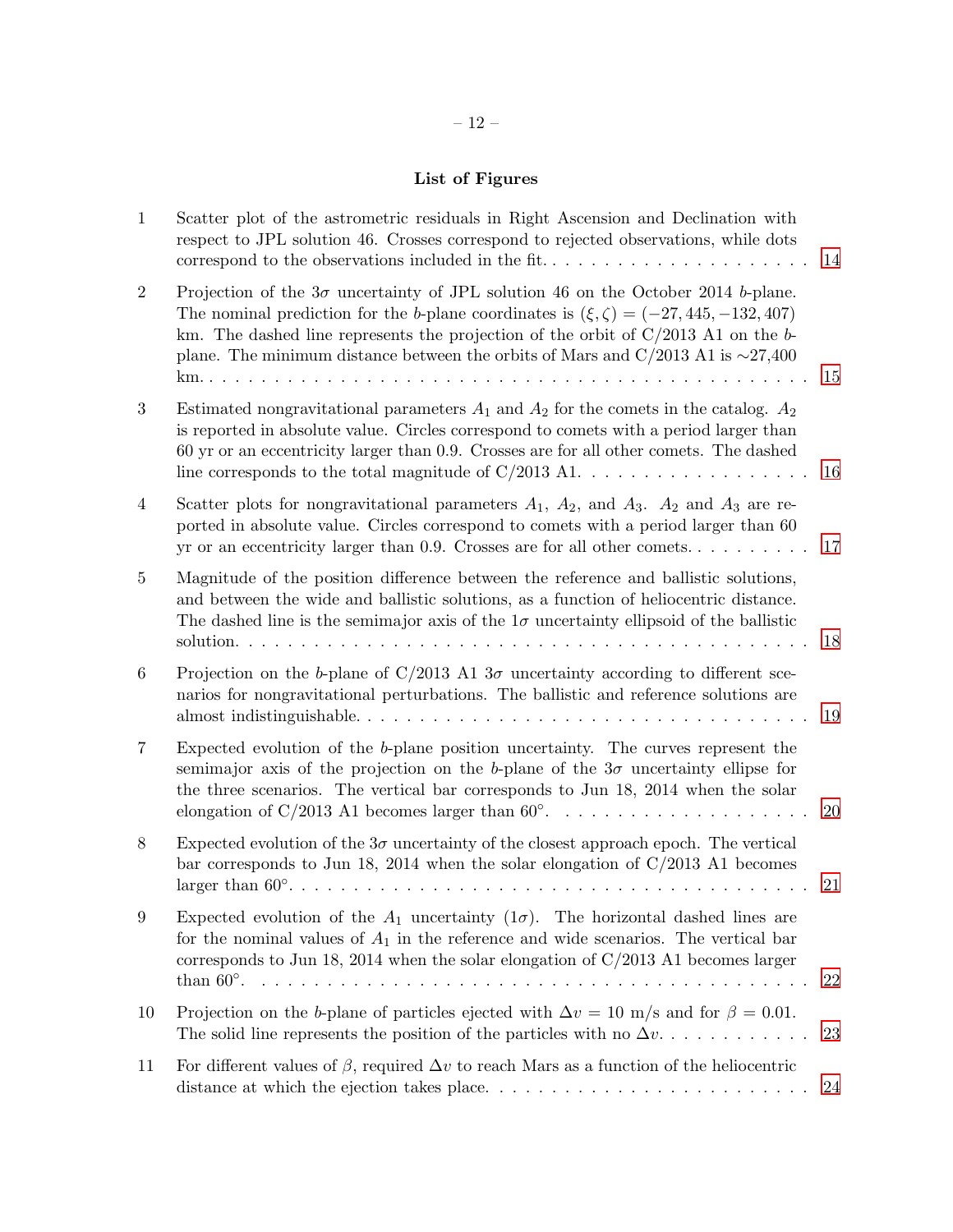## List of Figures

1. Scatter plot of the astrometric residuals in Right Ascension and Declination with respect to JPL solution 46. Crosses correspond to rejected observations, while dots correspond to the observations included in the fit. . . . . . . . . . . . . . . . . . . . . . 14

2. Projection of the $3\sigma$ uncertainty of JPL solution 46 on the October 2014 *b*-plane. The nominal prediction for the *b*-plane coordinates is $(\xi, \zeta) = (-27,445, -132,407)$ km. The dashed line represents the projection of the orbit of C/2013 A1 on the *b*-plane. The minimum distance between the orbits of Mars and C/2013 A1 is ~27,400 km. . . . . . . . . . . . . . . . . . . . . . . . . . . . . . . . . . . . . . . . . . 15

3. Estimated nongravitational parameters $A_1$ and $A_2$ for the comets in the catalog. $A_2$ is reported in absolute value. Circles correspond to comets with a period larger than 60 yr or an eccentricity larger than 0.9. Crosses are for all other comets. The dashed line corresponds to the total magnitude of C/2013 A1. . . . . . . . . . . . . . . . . . 16

4. Scatter plots for nongravitational parameters $A_1$, $A_2$, and $A_3$. $A_2$ and $A_3$ are reported in absolute value. Circles correspond to comets with a period larger than 60 yr or an eccentricity larger than 0.9. Crosses are for all other comets. . . . . . . . . . 17

5. Magnitude of the position difference between the reference and ballistic solutions, and between the wide and ballistic solutions, as a function of heliocentric distance. The dashed line is the semimajor axis of the $1\sigma$ uncertainty ellipsoid of the ballistic solution. . . . . . . . . . . . . . . . . . . . . . . . . . . . . . . . . . . . . . . . . 18

6. Projection on the *b*-plane of C/2013 A1 $3\sigma$ uncertainty according to different scenarios for nongravitational perturbations. The ballistic and reference solutions are almost indistinguishable. . . . . . . . . . . . . . . . . . . . . . . . . . . . . . . . . . 19

7. Expected evolution of the *b*-plane position uncertainty. The curves represent the semimajor axis of the projection on the *b*-plane of the $3\sigma$ uncertainty ellipse for the three scenarios. The vertical bar corresponds to Jun 18, 2014 when the solar elongation of C/2013 A1 becomes larger than 60°. . . . . . . . . . . . . . . . . . . . 20

8. Expected evolution of the $3\sigma$ uncertainty of the closest approach epoch. The vertical bar corresponds to Jun 18, 2014 when the solar elongation of C/2013 A1 becomes larger than 60°. . . . . . . . . . . . . . . . . . . . . . . . . . . . . . . . . . . . . . . . 21

9. Expected evolution of the $A_1$ uncertainty ($1\sigma$). The horizontal dashed lines are for the nominal values of $A_1$ in the reference and wide scenarios. The vertical bar corresponds to Jun 18, 2014 when the solar elongation of C/2013 A1 becomes larger than 60°. . . . . . . . . . . . . . . . . . . . . . . . . . . . . . . . . . . . . . . . . . 22

10. Projection on the *b*-plane of particles ejected with $\Delta v = 10$ m/s and for $\beta = 0.01$. The solid line represents the position of the particles with no $\Delta v$. . . . . . . . . . . . 23

11. For different values of $\beta$, required $\Delta v$ to reach Mars as a function of the heliocentric distance at which the ejection takes place. . . . . . . . . . . . . . . . . . . . . . . . . 24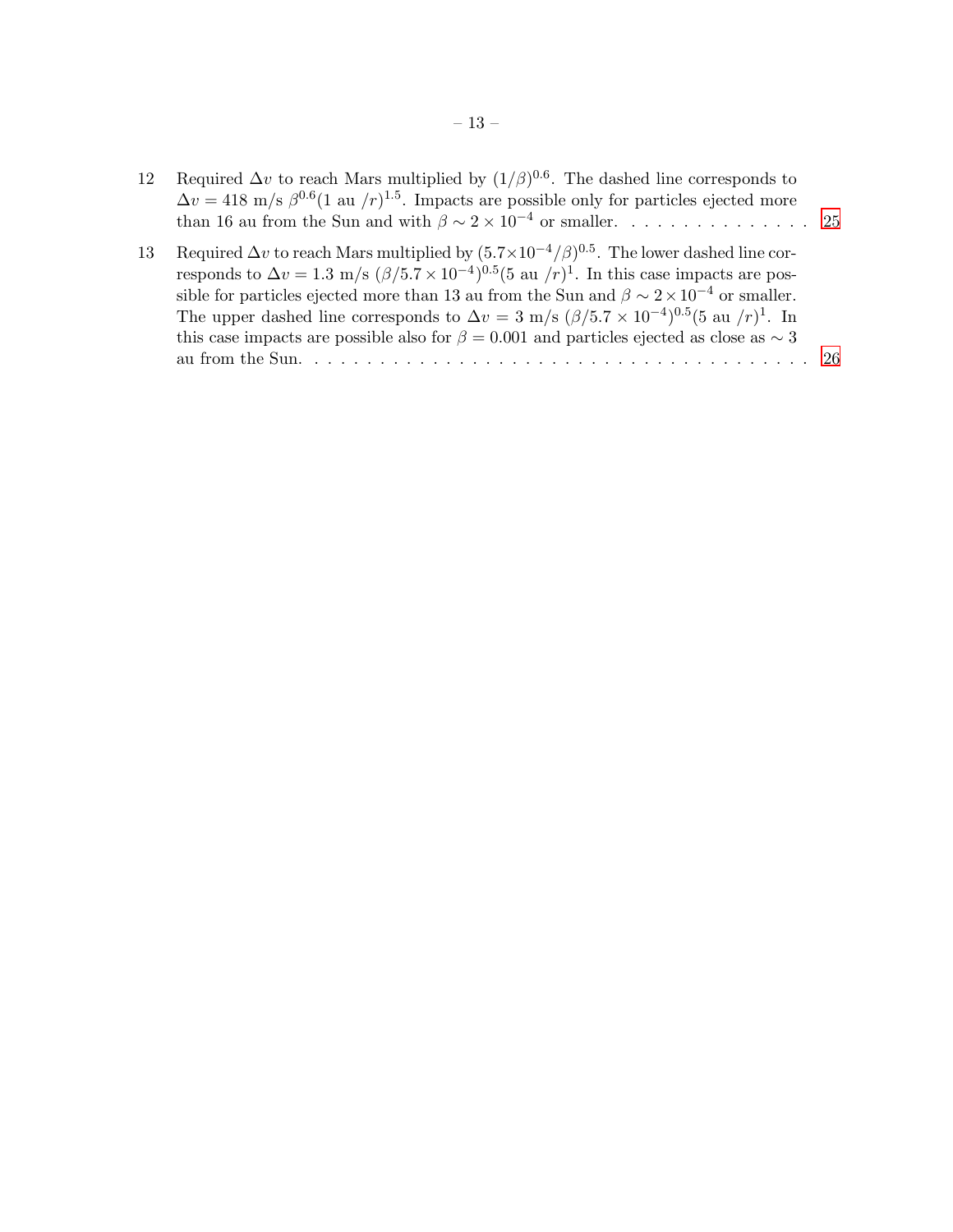12 Required $\Delta v$ to reach Mars multiplied by $(1/\beta)^{0.6}$. The dashed line corresponds to $\Delta v = 418$ m/s $\beta^{0.6}(1 \text{ au }/r)^{1.5}$. Impacts are possible only for particles ejected more than 16 au from the Sun and with $\beta \sim 2 \times 10^{-4}$ or smaller. . . . . . . . . . . . . . . . 25

13 Required $\Delta v$ to reach Mars multiplied by $(5.7 \times 10^{-4}/\beta)^{0.5}$. The lower dashed line corresponds to $\Delta v = 1.3$ m/s $(\beta/5.7 \times 10^{-4})^{0.5}(5 \text{ au }/r)^{1}$. In this case impacts are possible for particles ejected more than 13 au from the Sun and $\beta \sim 2 \times 10^{-4}$ or smaller. The upper dashed line corresponds to $\Delta v = 3$ m/s $(\beta/5.7 \times 10^{-4})^{0.5}(5 \text{ au }/r)^{1}$. In this case impacts are possible also for $\beta = 0.001$ and particles ejected as close as $\sim 3$ au from the Sun. . . . . . . . . . . . . . . . . . . . . . . . . . . . . . . . . . . . . . . . . 26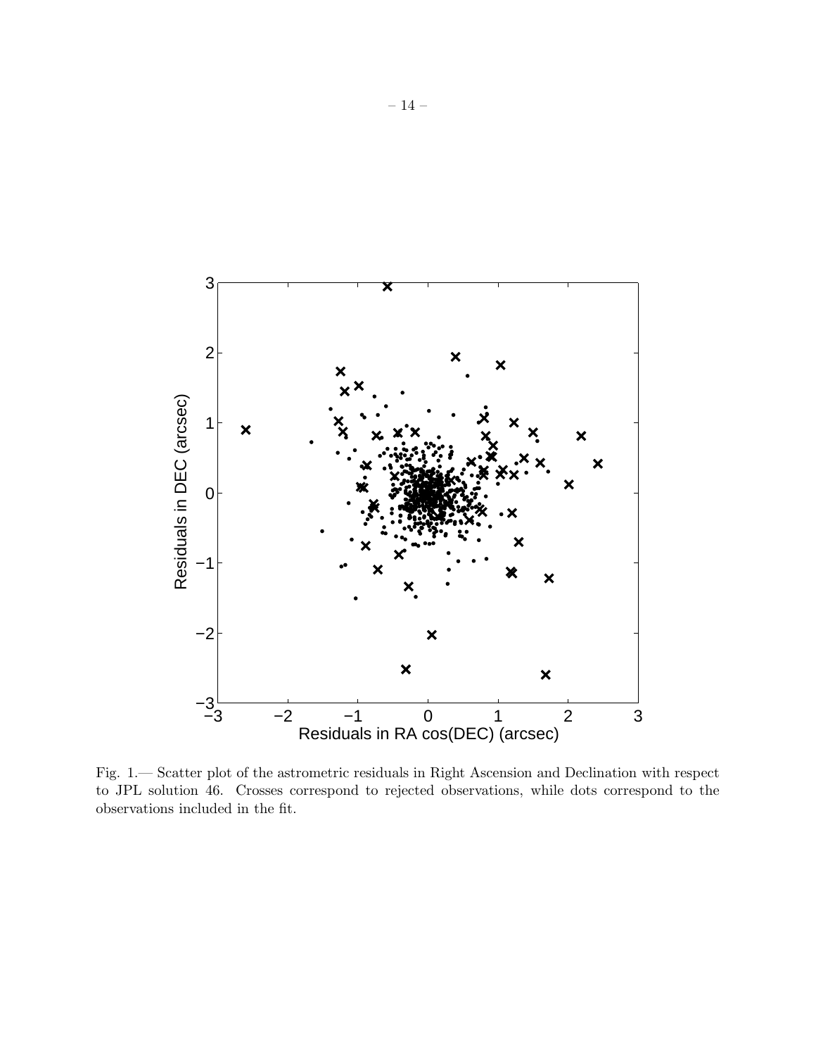3

2

1

0

−1

−2

−3

−3 −2 −1 0 1 2 3

Residuals in DEC (arcsec)

Residuals in RA cos(DEC) (arcsec)

Fig. 1.— Scatter plot of the astrometric residuals in Right Ascension and Declination with respect to JPL solution 46. Crosses correspond to rejected observations, while dots correspond to the observations included in the fit.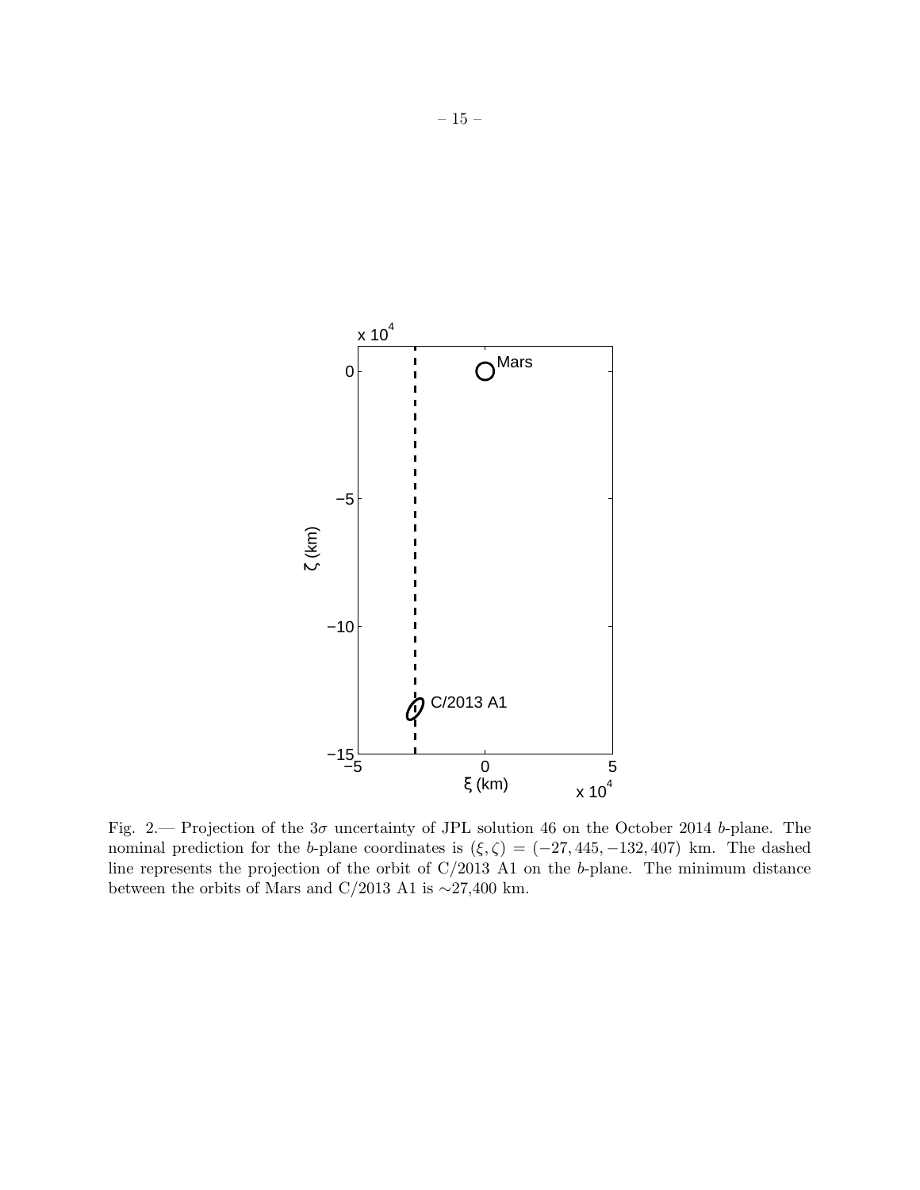x 10^4

Mars

C/2013 A1

ζ (km)

ξ (km)

x 10^4

0

−5

−10

−15

−5

0

5

Fig. 2.— Projection of the $3\sigma$ uncertainty of JPL solution 46 on the October 2014 *b*-plane. The nominal prediction for the *b*-plane coordinates is $(\xi, \zeta) = (-27,445, -132,407)$ km. The dashed line represents the projection of the orbit of C/2013 A1 on the *b*-plane. The minimum distance between the orbits of Mars and C/2013 A1 is ∼27,400 km.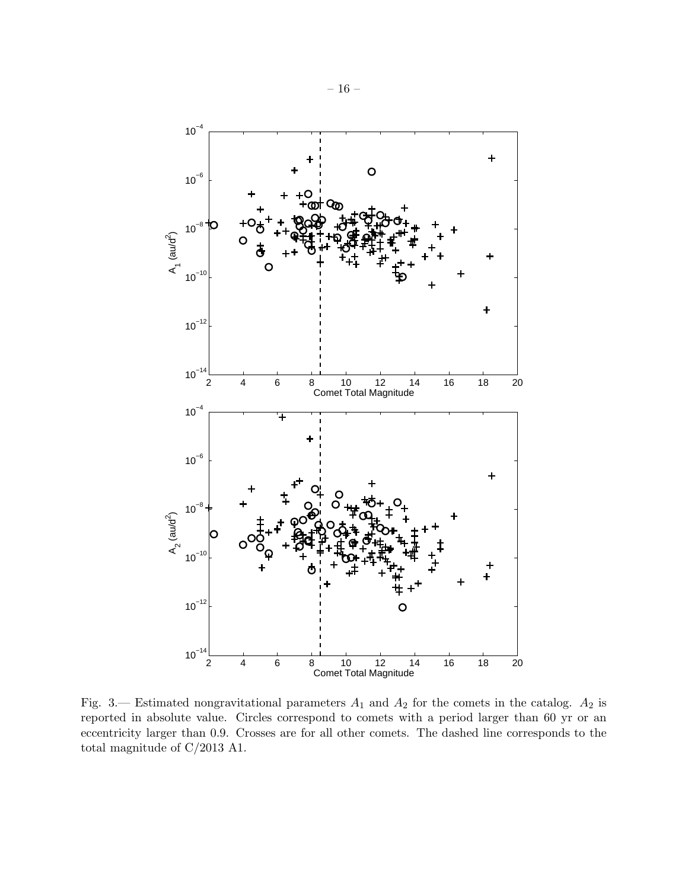$10^{-4}$

$10^{-6}$

$10^{-8}$

$10^{-10}$

$10^{-12}$

$10^{-14}$

$A_1$ (au/d$^2$)

2 4 6 8 10 12 14 16 18 20

Comet Total Magnitude

$10^{-4}$

$10^{-6}$

$10^{-8}$

$10^{-10}$

$10^{-12}$

$10^{-14}$

$A_2$ (au/d$^2$)

2 4 6 8 10 12 14 16 18 20

Comet Total Magnitude

Fig. 3.— Estimated nongravitational parameters $A_1$ and $A_2$ for the comets in the catalog. $A_2$ is reported in absolute value. Circles correspond to comets with a period larger than 60 yr or an eccentricity larger than 0.9. Crosses are for all other comets. The dashed line corresponds to the total magnitude of C/2013 A1.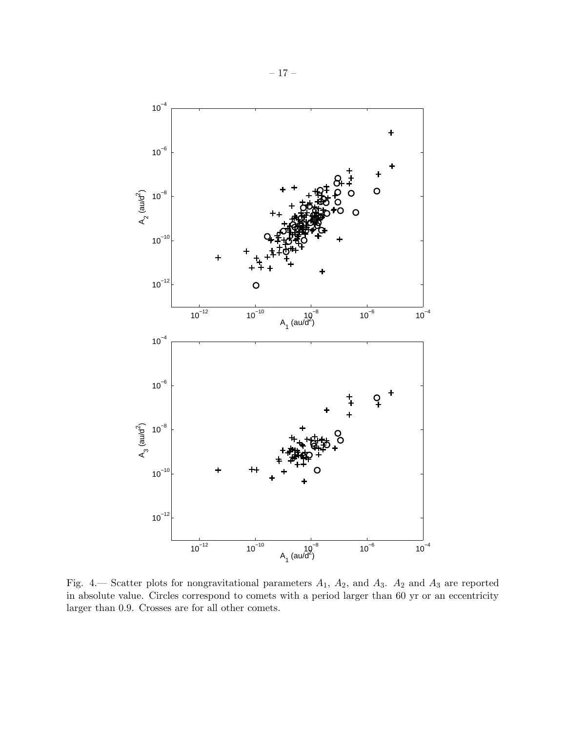$10^{-4}$

$10^{-6}$

$10^{-8}$

$10^{-10}$

$10^{-12}$

$A_2$ (au/d$^2$)

$10^{-12}$ $10^{-10}$ $10^{-8}$ $10^{-6}$ $10^{-4}$

$A_1$ (au/d$^2$)

$10^{-4}$

$10^{-6}$

$10^{-8}$

$10^{-10}$

$10^{-12}$

$A_3$ (au/d$^2$)

$10^{-12}$ $10^{-10}$ $10^{-8}$ $10^{-6}$ $10^{-4}$

$A_1$ (au/d$^2$)

Fig. 4.— Scatter plots for nongravitational parameters $A_1$, $A_2$, and $A_3$. $A_2$ and $A_3$ are reported in absolute value. Circles correspond to comets with a period larger than 60 yr or an eccentricity larger than 0.9. Crosses are for all other comets.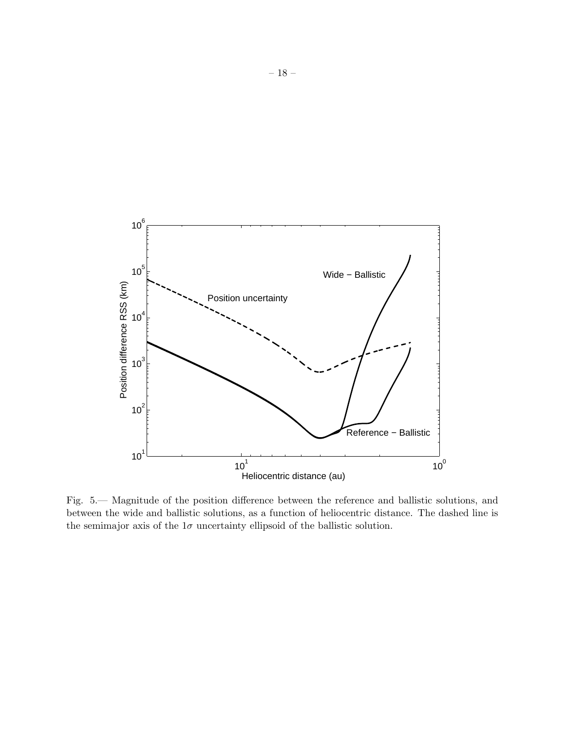$10^6$

$10^5$

$10^4$

$10^3$

$10^2$

$10^1$

Position difference RSS (km)

Position uncertainty

Wide − Ballistic

Reference − Ballistic

$10^1$

$10^0$

Heliocentric distance (au)

Fig. 5.— Magnitude of the position difference between the reference and ballistic solutions, and between the wide and ballistic solutions, as a function of heliocentric distance. The dashed line is the semimajor axis of the $1\sigma$ uncertainty ellipsoid of the ballistic solution.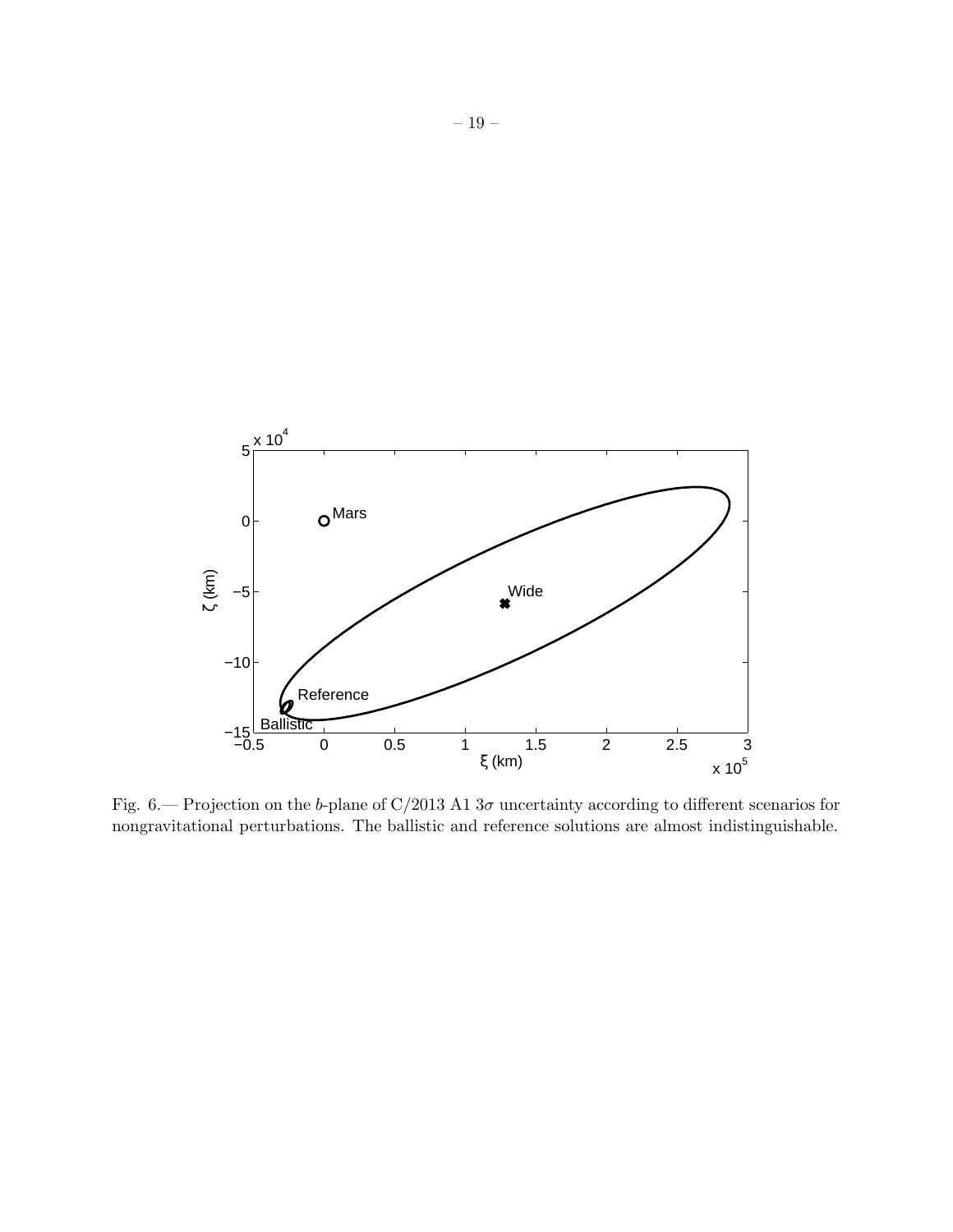x 10^4

5

0

−5

−10

−15

ζ (km)

Mars

Wide

Reference

Ballistic

−0.5 0 0.5 1 1.5 2 2.5 3

ξ (km)

x 10^5

Fig. 6.— Projection on the $b$-plane of C/2013 A1 $3\sigma$ uncertainty according to different scenarios for nongravitational perturbations. The ballistic and reference solutions are almost indistinguishable.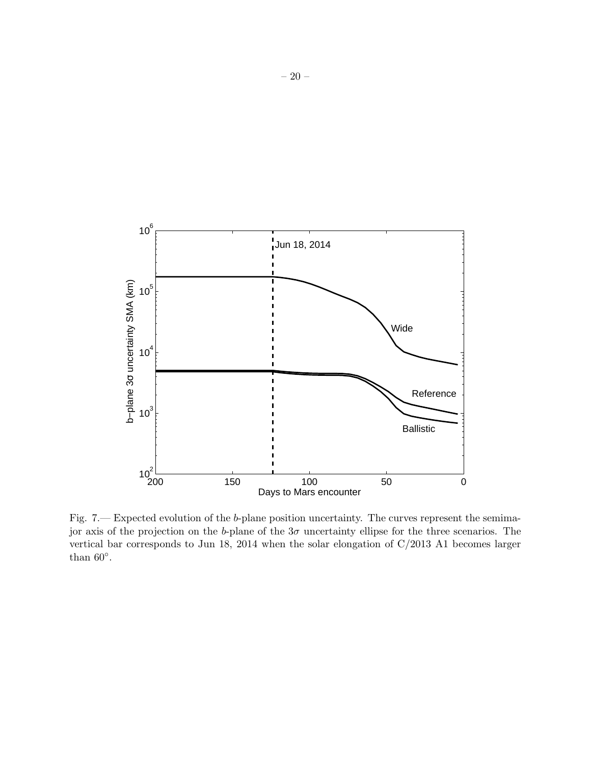Jun 18, 2014

Wide

Reference

Ballistic

b−plane 3σ uncertainty SMA (km)

$10^6$

$10^5$

$10^4$

$10^3$

$10^2$

200 150 100 50 0

Days to Mars encounter

Fig. 7.— Expected evolution of the $b$-plane position uncertainty. The curves represent the semimajor axis of the projection on the $b$-plane of the $3\sigma$ uncertainty ellipse for the three scenarios. The vertical bar corresponds to Jun 18, 2014 when the solar elongation of C/2013 A1 becomes larger than $60^{\circ}$.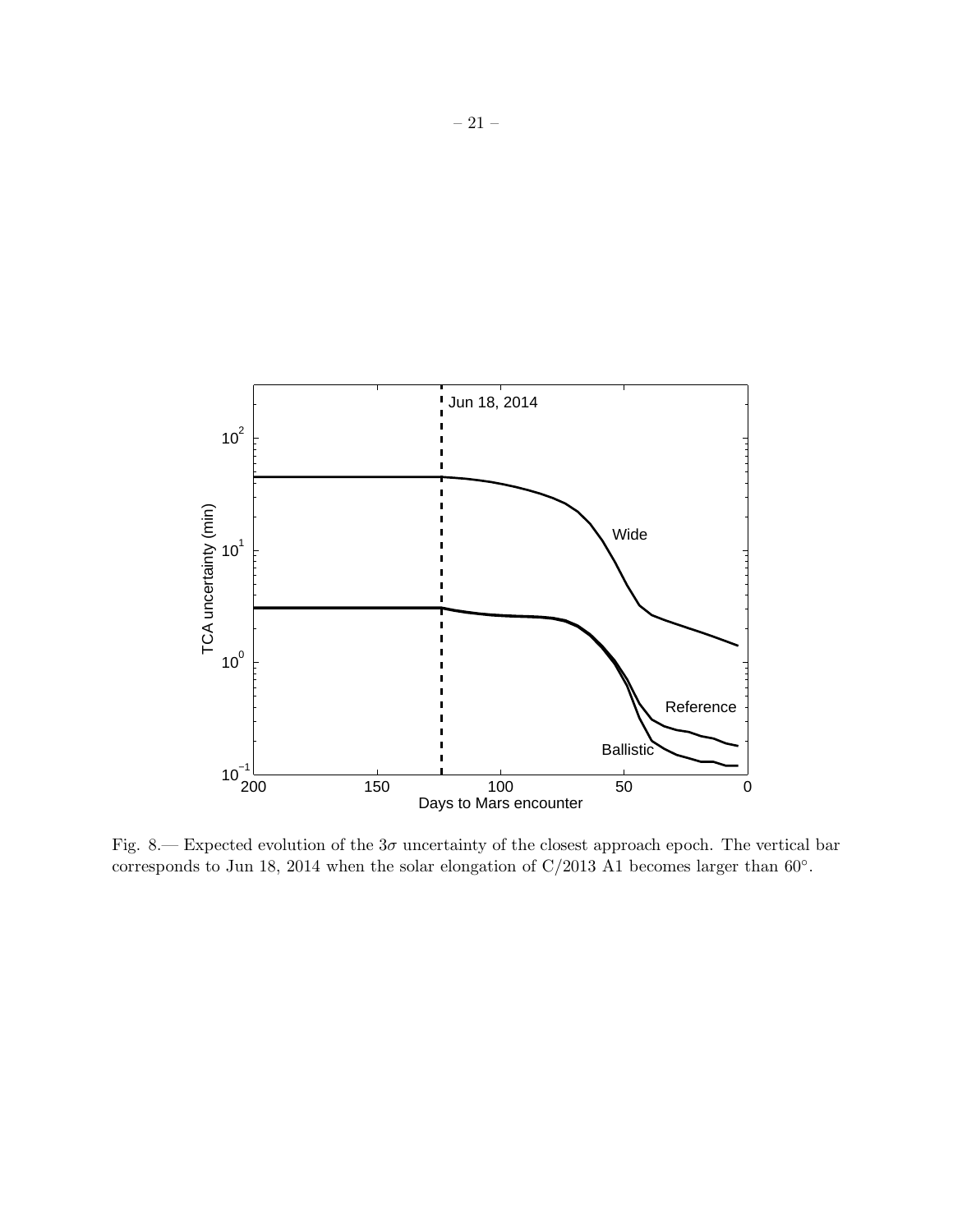Jun 18, 2014

TCA uncertainty (min)

$10^2$

$10^1$

$10^0$

$10^{-1}$

Wide

Reference

Ballistic

200 150 100 50 0

Days to Mars encounter

Fig. 8.— Expected evolution of the $3\sigma$ uncertainty of the closest approach epoch. The vertical bar corresponds to Jun 18, 2014 when the solar elongation of C/2013 A1 becomes larger than $60^\circ$.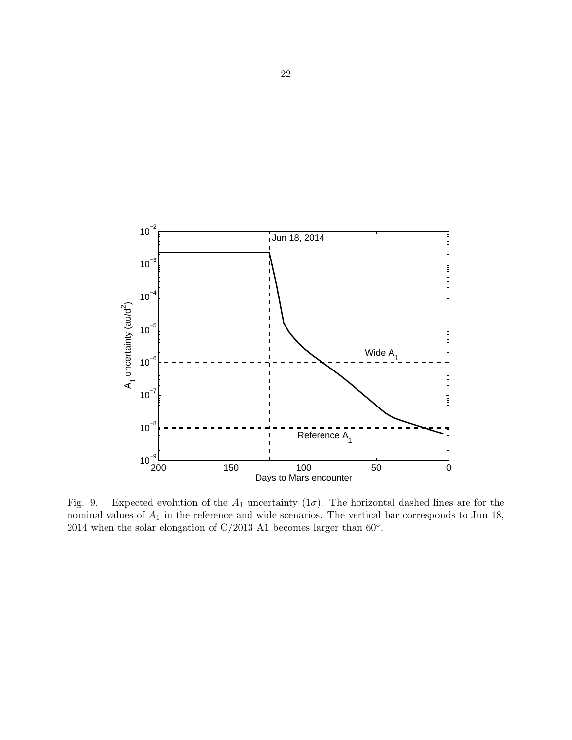$10^{-2}$
$10^{-3}$
$10^{-4}$
$10^{-5}$
$10^{-6}$
$10^{-7}$
$10^{-8}$
$10^{-9}$

$A_1$ uncertainty (au/d$^2$)

Jun 18, 2014

Wide $A_1$

Reference $A_1$

200
150
100
50
0

Days to Mars encounter

Fig. 9.— Expected evolution of the $A_1$ uncertainty ($1\sigma$). The horizontal dashed lines are for the nominal values of $A_1$ in the reference and wide scenarios. The vertical bar corresponds to Jun 18, 2014 when the solar elongation of C/2013 A1 becomes larger than $60^\circ$.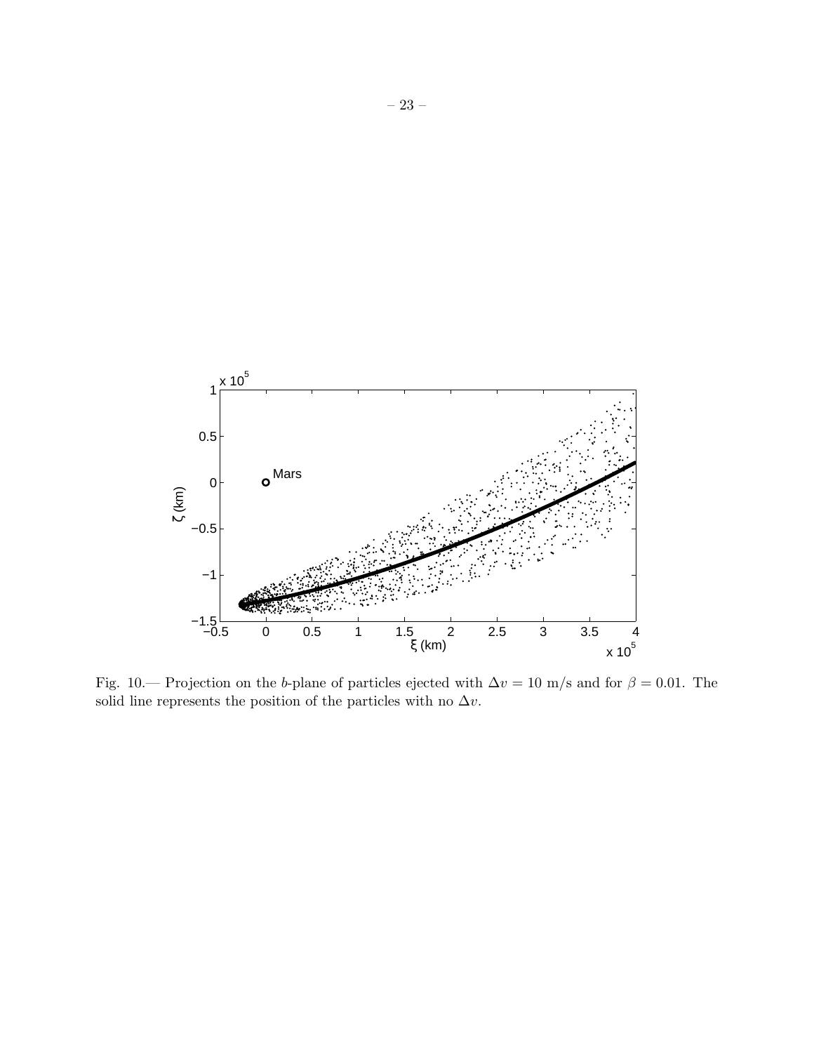x 10^5

1

0.5

0

−0.5

−1

−1.5

Mars

ζ (km)

−0.5 0 0.5 1 1.5 2 2.5 3 3.5 4

ξ (km)

x 10^5

Fig. 10.— Projection on the $b$-plane of particles ejected with $\Delta v = 10$ m/s and for $\beta = 0.01$. The solid line represents the position of the particles with no $\Delta v$.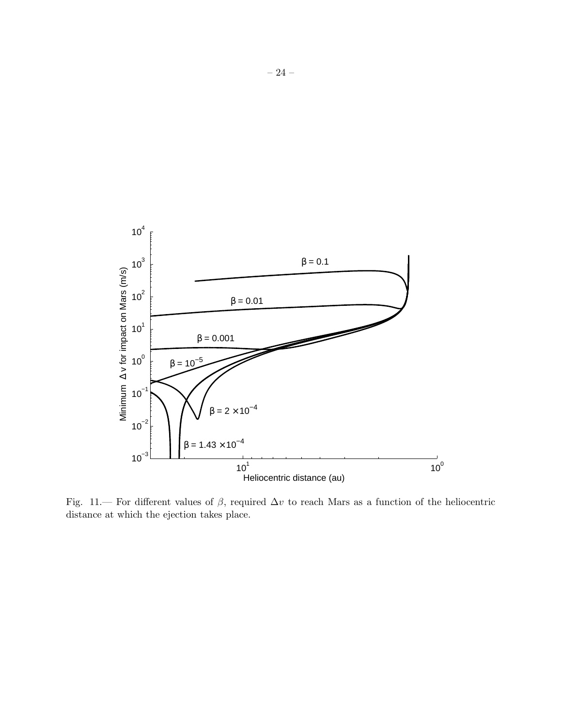$10^4$
$10^3$
$10^2$
$10^1$
$10^0$
$10^{-1}$
$10^{-2}$
$10^{-3}$

Minimum $\Delta$ v for impact on Mars (m/s)

$\beta$ = 0.1
$\beta$ = 0.01
$\beta$ = 0.001
$\beta = 10^{-5}$
$\beta = 2 \times 10^{-4}$
$\beta = 1.43 \times 10^{-4}$

$10^1$
$10^0$

Heliocentric distance (au)

Fig. 11.— For different values of $\beta$, required $\Delta v$ to reach Mars as a function of the heliocentric distance at which the ejection takes place.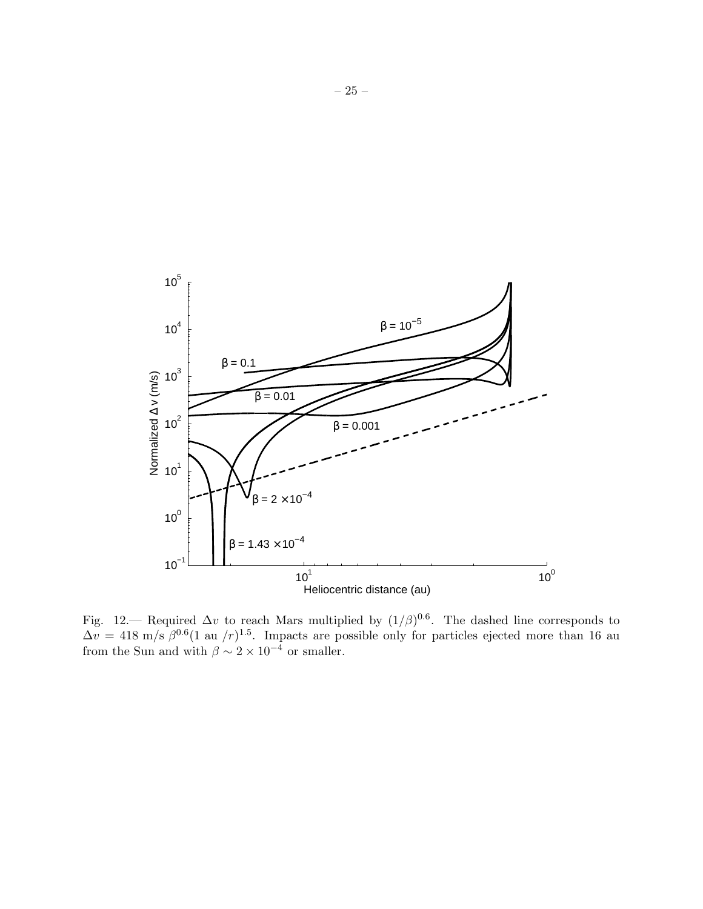Fig. 12.— Required $\Delta v$ to reach Mars multiplied by $(1/\beta)^{0.6}$. The dashed line corresponds to $\Delta v = 418$ m/s $\beta^{0.6}(1 \text{ au } /r)^{1.5}$. Impacts are possible only for particles ejected more than 16 au from the Sun and with $\beta \sim 2 \times 10^{-4}$ or smaller.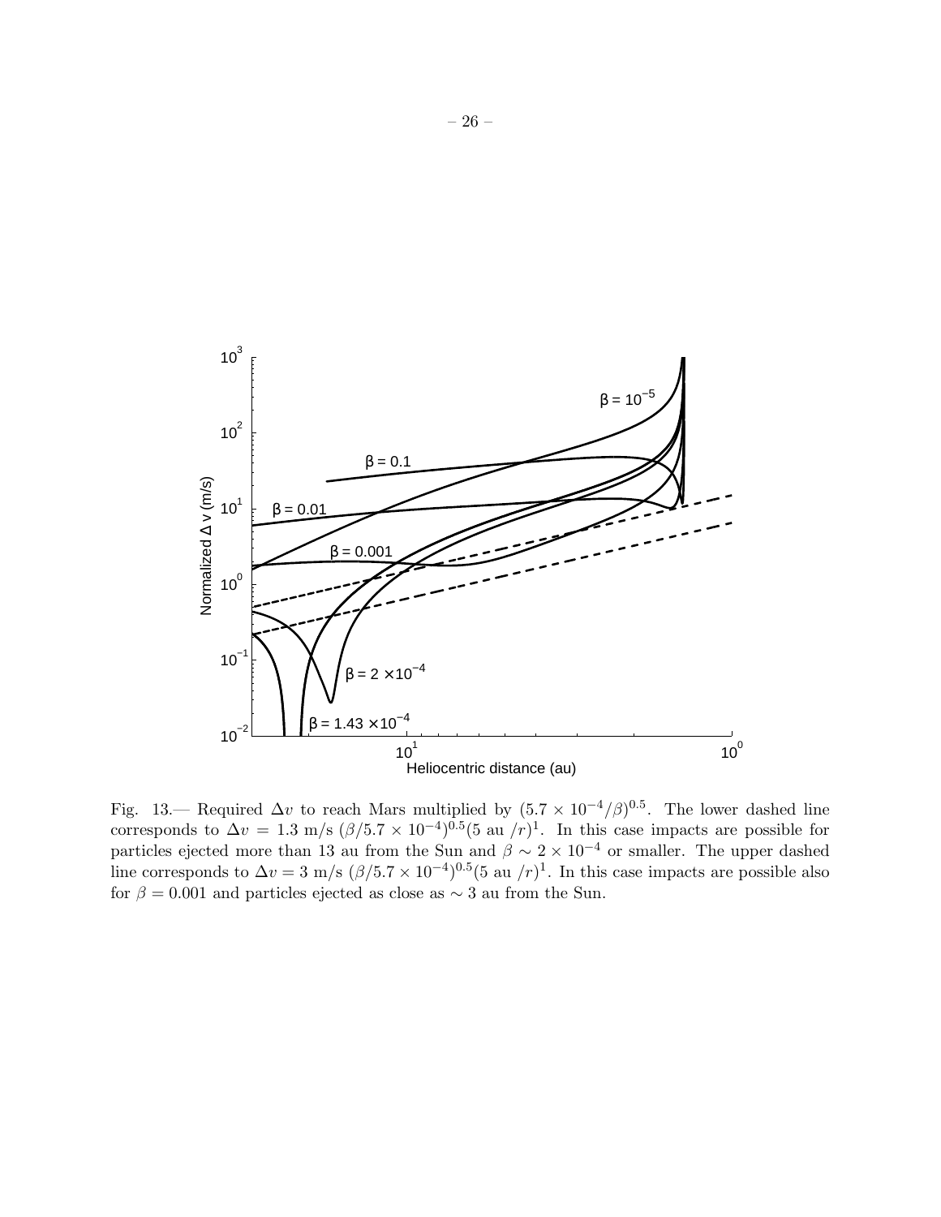$10^3$

$10^2$

$10^1$

$10^0$

$10^{-1}$

$10^{-2}$

Normalized $\Delta$ v (m/s)

$\beta = 10^{-5}$

$\beta = 0.1$

$\beta = 0.01$

$\beta = 0.001$

$\beta = 2 \times 10^{-4}$

$\beta = 1.43 \times 10^{-4}$

$10^1$

$10^0$

Heliocentric distance (au)

Fig. 13.— Required $\Delta v$ to reach Mars multiplied by $(5.7 \times 10^{-4}/\beta)^{0.5}$. The lower dashed line corresponds to $\Delta v = 1.3$ m/s $(\beta/5.7 \times 10^{-4})^{0.5}(5 \text{ au }/r)^1$. In this case impacts are possible for particles ejected more than 13 au from the Sun and $\beta \sim 2 \times 10^{-4}$ or smaller. The upper dashed line corresponds to $\Delta v = 3$ m/s $(\beta/5.7 \times 10^{-4})^{0.5}(5 \text{ au }/r)^1$. In this case impacts are possible also for $\beta = 0.001$ and particles ejected as close as $\sim 3$ au from the Sun.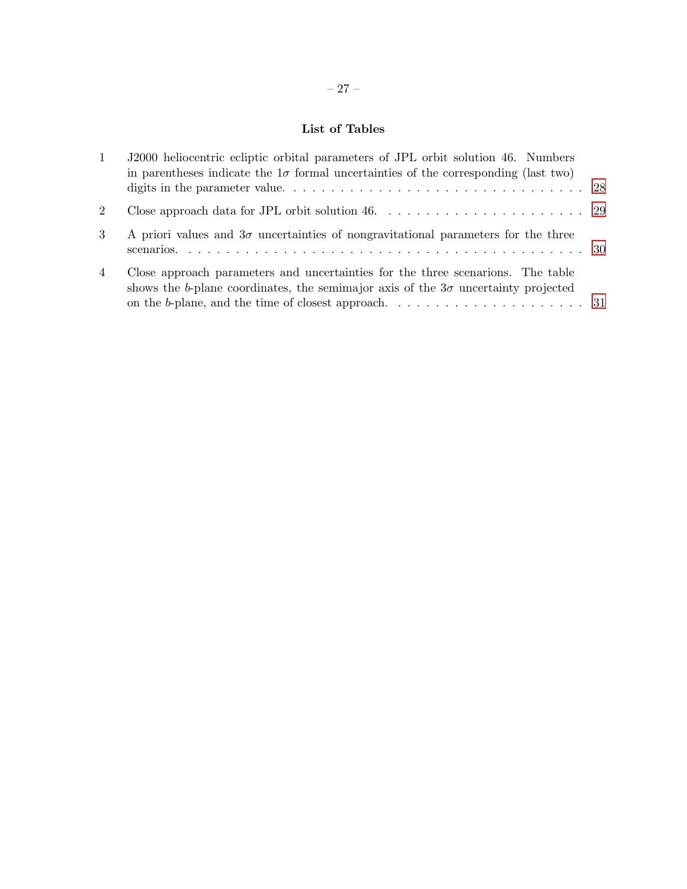## List of Tables

1. J2000 heliocentric ecliptic orbital parameters of JPL orbit solution 46. Numbers in parentheses indicate the $1\sigma$ formal uncertainties of the corresponding (last two) digits in the parameter value. . . . . . . . . . . . . . . . . . . . . . . . . . . . . . . . 28
2. Close approach data for JPL orbit solution 46. . . . . . . . . . . . . . . . . . . . . . 29
3. A priori values and $3\sigma$ uncertainties of nongravitational parameters for the three scenarios. . . . . . . . . . . . . . . . . . . . . . . . . . . . . . . . . . . . . . . . . . 30
4. Close approach parameters and uncertainties for the three scenarions. The table shows the $b$-plane coordinates, the semimajor axis of the $3\sigma$ uncertainty projected on the $b$-plane, and the time of closest approach. . . . . . . . . . . . . . . . . . . . . 31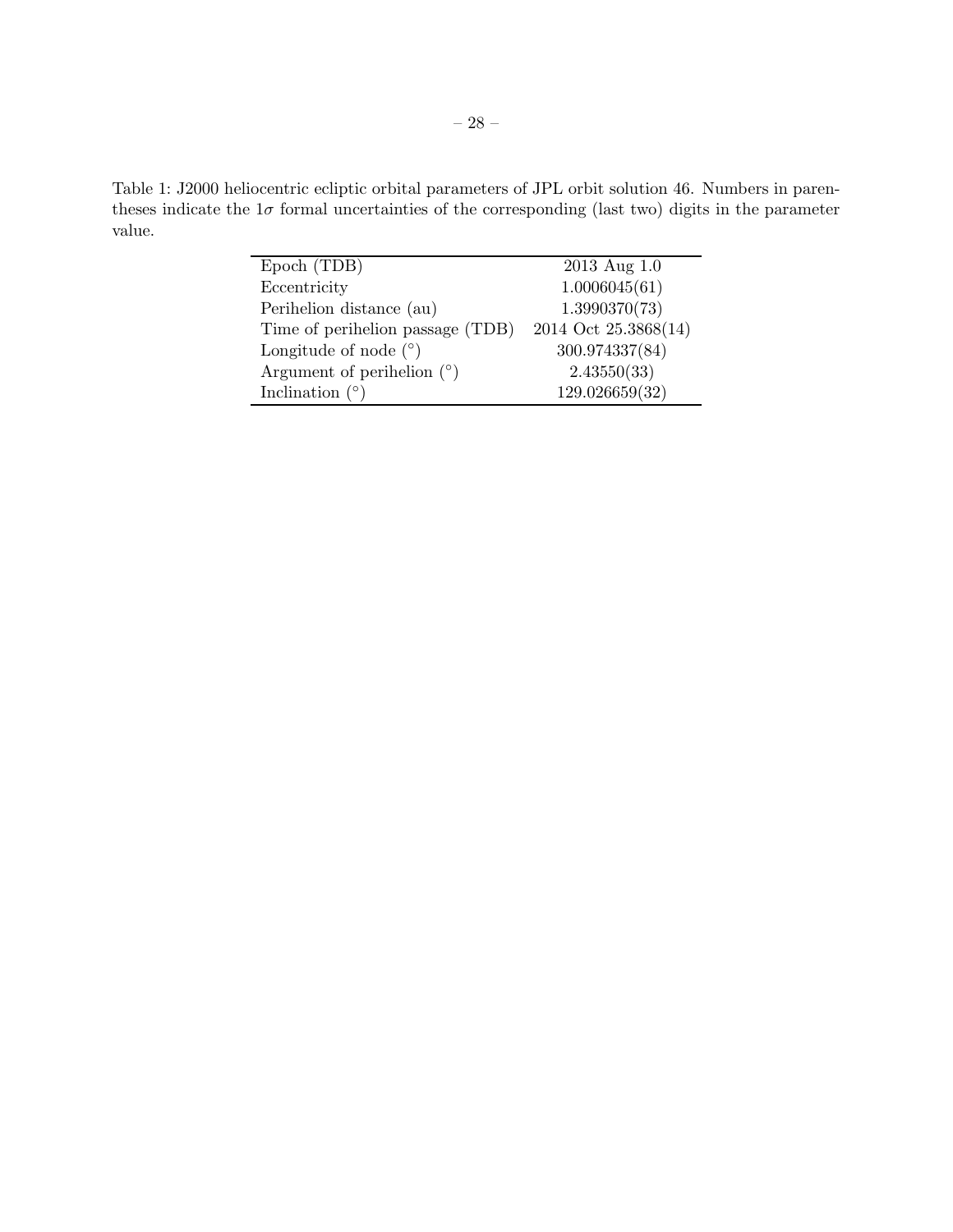Table 1: J2000 heliocentric ecliptic orbital parameters of JPL orbit solution 46. Numbers in parentheses indicate the $1\sigma$ formal uncertainties of the corresponding (last two) digits in the parameter value.

| | |
|---|---|
| Epoch (TDB) | 2013 Aug 1.0 |
| Eccentricity | 1.0006045(61) |
| Perihelion distance (au) | 1.3990370(73) |
| Time of perihelion passage (TDB) | 2014 Oct 25.3868(14) |
| Longitude of node (°) | 300.974337(84) |
| Argument of perihelion (°) | 2.43550(33) |
| Inclination (°) | 129.026659(32) |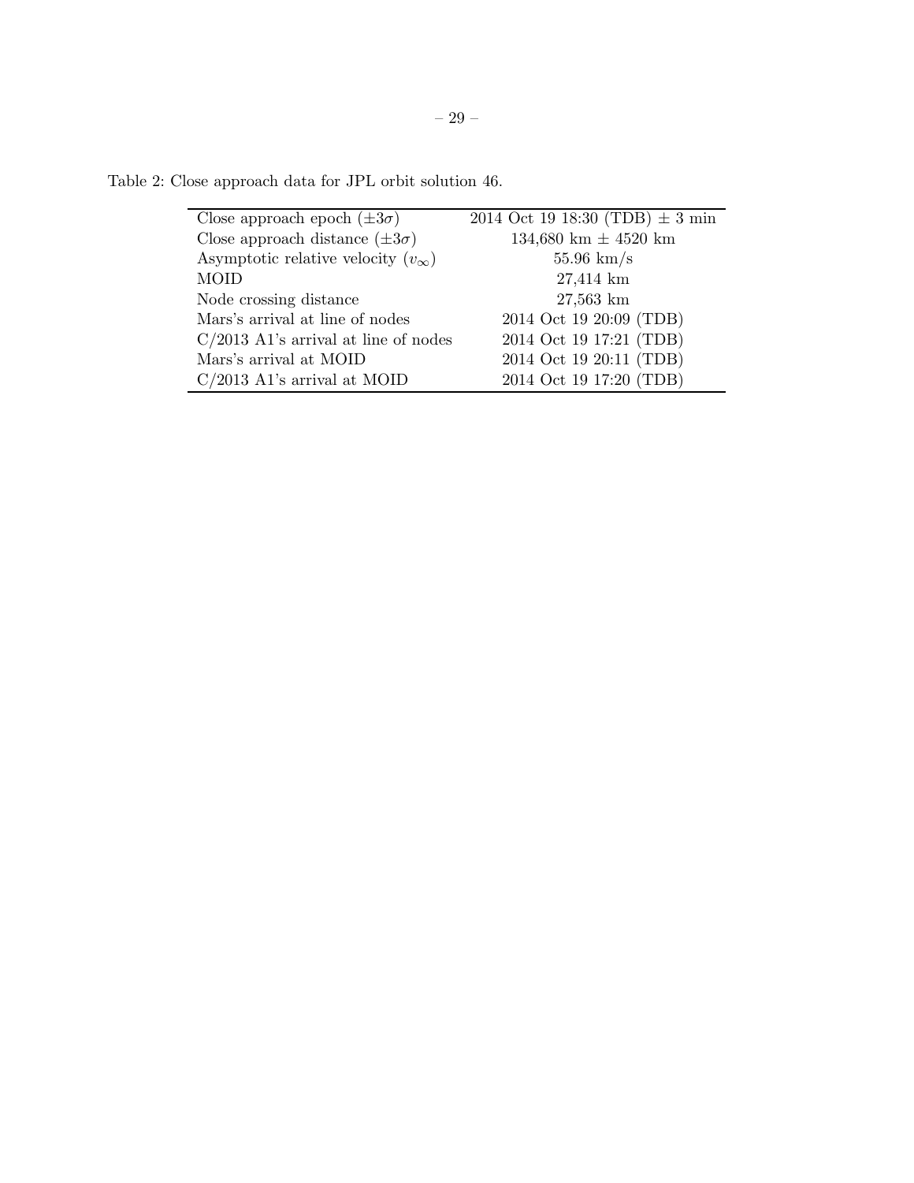Table 2: Close approach data for JPL orbit solution 46.

| | |
|---|---|
| Close approach epoch ($\pm 3\sigma$) | 2014 Oct 19 18:30 (TDB) $\pm$ 3 min |
| Close approach distance ($\pm 3\sigma$) | 134,680 km $\pm$ 4520 km |
| Asymptotic relative velocity ($v_\infty$) | 55.96 km/s |
| MOID | 27,414 km |
| Node crossing distance | 27,563 km |
| Mars's arrival at line of nodes | 2014 Oct 19 20:09 (TDB) |
| C/2013 A1's arrival at line of nodes | 2014 Oct 19 17:21 (TDB) |
| Mars's arrival at MOID | 2014 Oct 19 20:11 (TDB) |
| C/2013 A1's arrival at MOID | 2014 Oct 19 17:20 (TDB) |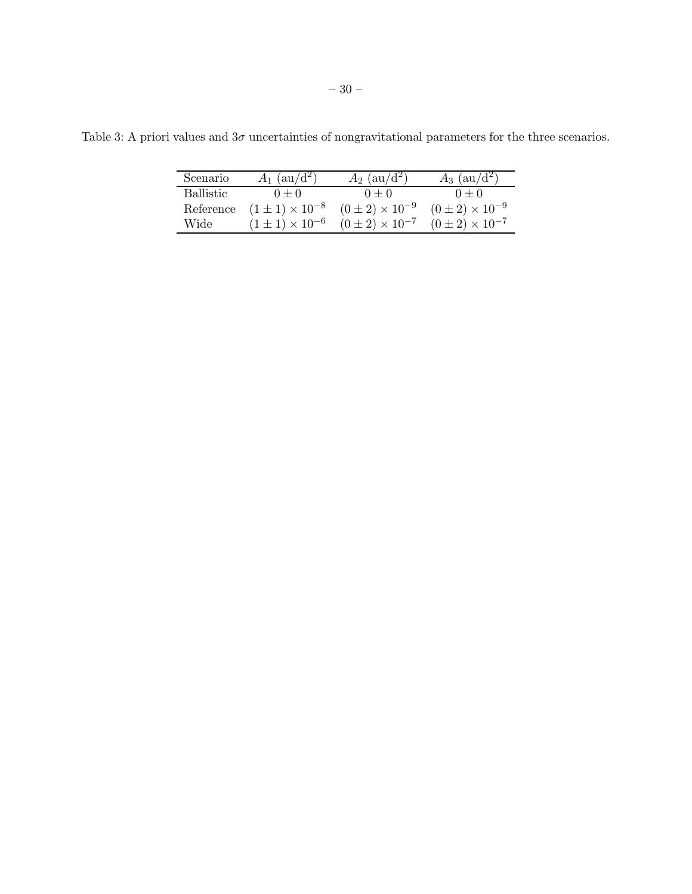Table 3: A priori values and $3\sigma$ uncertainties of nongravitational parameters for the three scenarios.

| Scenario | $A_1$ (au/d$^2$) | $A_2$ (au/d$^2$) | $A_3$ (au/d$^2$) |
|---|---|---|---|
| Ballistic | $0 \pm 0$ | $0 \pm 0$ | $0 \pm 0$ |
| Reference | $(1 \pm 1) \times 10^{-8}$ | $(0 \pm 2) \times 10^{-9}$ | $(0 \pm 2) \times 10^{-9}$ |
| Wide | $(1 \pm 1) \times 10^{-6}$ | $(0 \pm 2) \times 10^{-7}$ | $(0 \pm 2) \times 10^{-7}$ |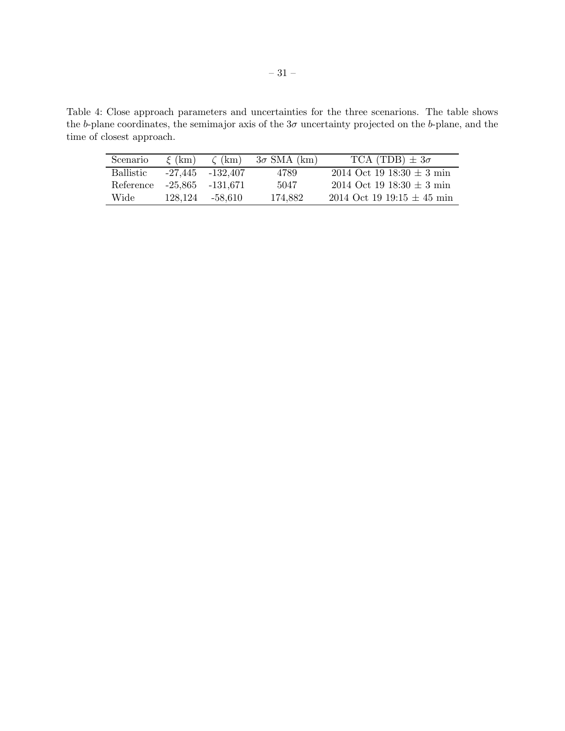Table 4: Close approach parameters and uncertainties for the three scenarions. The table shows the $b$-plane coordinates, the semimajor axis of the $3\sigma$ uncertainty projected on the $b$-plane, and the time of closest approach.

| Scenario | $\xi$ (km) | $\zeta$ (km) | $3\sigma$ SMA (km) | TCA (TDB) $\pm$ $3\sigma$ |
|---|---|---|---|---|
| Ballistic | -27,445 | -132,407 | 4789 | 2014 Oct 19 18:30 $\pm$ 3 min |
| Reference | -25,865 | -131,671 | 5047 | 2014 Oct 19 18:30 $\pm$ 3 min |
| Wide | 128,124 | -58,610 | 174,882 | 2014 Oct 19 19:15 $\pm$ 45 min |